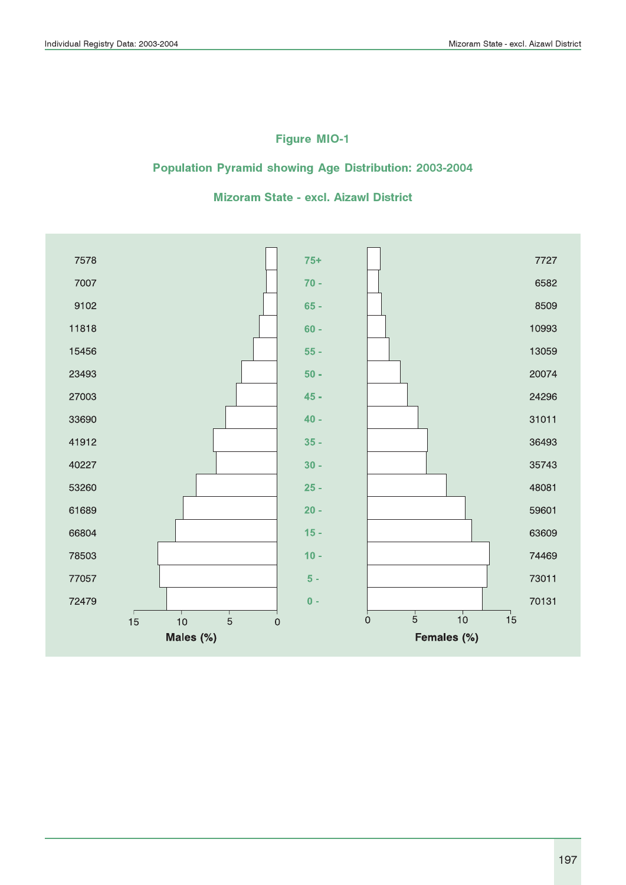# Figure MIO-1

## Population Pyramid showing Age Distribution: 2003-2004

## Mizoram State - excl. Aizawl District

| Males | Age | Females |
|---|---|---|
| 7578 | 75+ | 7727 |
| 7007 | 70 - | 6582 |
| 9102 | 65 - | 8509 |
| 11818 | 60 - | 10993 |
| 15456 | 55 - | 13059 |
| 23493 | 50 - | 20074 |
| 27003 | 45 - | 24296 |
| 33690 | 40 - | 31011 |
| 41912 | 35 - | 36493 |
| 40227 | 30 - | 35743 |
| 53260 | 25 - | 48081 |
| 61689 | 20 - | 59601 |
| 66804 | 15 - | 63609 |
| 78503 | 10 - | 74469 |
| 77057 | 5 - | 73011 |
| 72479 | 0 - | 70131 |

Males (%) — Females (%)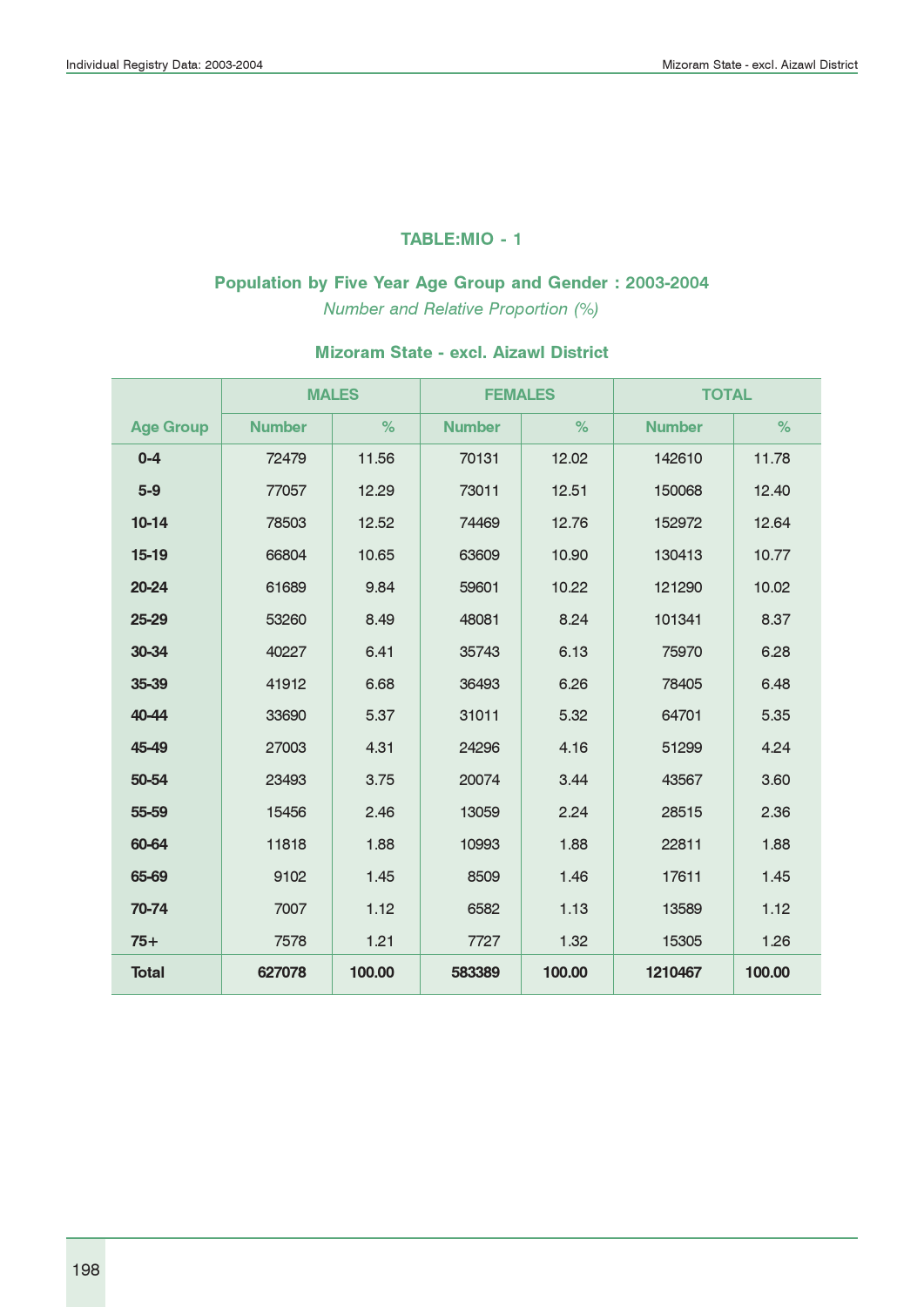## TABLE:MIO - 1

### Population by Five Year Age Group and Gender : 2003-2004

*Number and Relative Proportion (%)*

### Mizoram State - excl. Aizawl District

| Age Group | MALES | | FEMALES | | TOTAL | |
|---|---|---|---|---|---|---|
| | Number | % | Number | % | Number | % |
| 0-4 | 72479 | 11.56 | 70131 | 12.02 | 142610 | 11.78 |
| 5-9 | 77057 | 12.29 | 73011 | 12.51 | 150068 | 12.40 |
| 10-14 | 78503 | 12.52 | 74469 | 12.76 | 152972 | 12.64 |
| 15-19 | 66804 | 10.65 | 63609 | 10.90 | 130413 | 10.77 |
| 20-24 | 61689 | 9.84 | 59601 | 10.22 | 121290 | 10.02 |
| 25-29 | 53260 | 8.49 | 48081 | 8.24 | 101341 | 8.37 |
| 30-34 | 40227 | 6.41 | 35743 | 6.13 | 75970 | 6.28 |
| 35-39 | 41912 | 6.68 | 36493 | 6.26 | 78405 | 6.48 |
| 40-44 | 33690 | 5.37 | 31011 | 5.32 | 64701 | 5.35 |
| 45-49 | 27003 | 4.31 | 24296 | 4.16 | 51299 | 4.24 |
| 50-54 | 23493 | 3.75 | 20074 | 3.44 | 43567 | 3.60 |
| 55-59 | 15456 | 2.46 | 13059 | 2.24 | 28515 | 2.36 |
| 60-64 | 11818 | 1.88 | 10993 | 1.88 | 22811 | 1.88 |
| 65-69 | 9102 | 1.45 | 8509 | 1.46 | 17611 | 1.45 |
| 70-74 | 7007 | 1.12 | 6582 | 1.13 | 13589 | 1.12 |
| 75+ | 7578 | 1.21 | 7727 | 1.32 | 15305 | 1.26 |
| **Total** | **627078** | **100.00** | **583389** | **100.00** | **1210467** | **100.00** |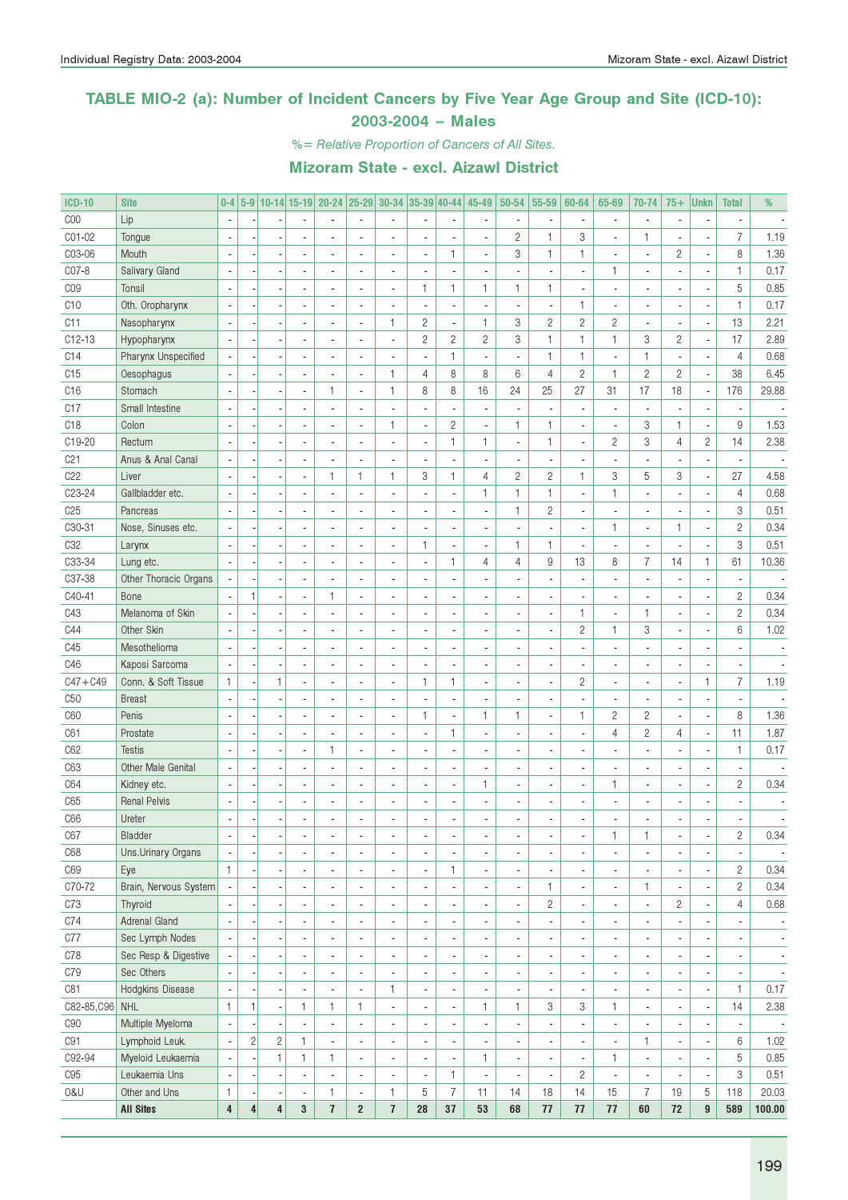# TABLE MIO-2 (a): Number of Incident Cancers by Five Year Age Group and Site (ICD-10): 2003-2004 – Males

*%= Relative Proportion of Cancers of All Sites.*

## Mizoram State - excl. Aizawl District

| ICD-10 | Site | 0-4 | 5-9 | 10-14 | 15-19 | 20-24 | 25-29 | 30-34 | 35-39 | 40-44 | 45-49 | 50-54 | 55-59 | 60-64 | 65-69 | 70-74 | 75+ | Unkn | Total | % |
|---|---|---|---|---|---|---|---|---|---|---|---|---|---|---|---|---|---|---|---|---|
| C00 | Lip | - | - | - | - | - | - | - | - | - | - | - | - | - | - | - | - | - | - | - |
| C01-02 | Tongue | - | - | - | - | - | - | - | - | - | - | 2 | 1 | 3 | - | 1 | - | - | 7 | 1.19 |
| C03-06 | Mouth | - | - | - | - | - | - | - | - | 1 | - | 3 | 1 | 1 | - | - | 2 | - | 8 | 1.36 |
| C07-8 | Salivary Gland | - | - | - | - | - | - | - | - | - | - | - | - | - | 1 | - | - | - | 1 | 0.17 |
| C09 | Tonsil | - | - | - | - | - | - | - | 1 | 1 | 1 | 1 | 1 | - | - | - | - | - | 5 | 0.85 |
| C10 | Oth. Oropharynx | - | - | - | - | - | - | - | - | - | - | - | - | 1 | - | - | - | - | 1 | 0.17 |
| C11 | Nasopharynx | - | - | - | - | - | - | 1 | 2 | - | 1 | 3 | 2 | 2 | 2 | - | - | - | 13 | 2.21 |
| C12-13 | Hypopharynx | - | - | - | - | - | - | - | 2 | 2 | 2 | 3 | 1 | 1 | 1 | 3 | 2 | - | 17 | 2.89 |
| C14 | Pharynx Unspecified | - | - | - | - | - | - | - | - | 1 | - | - | 1 | 1 | - | 1 | - | - | 4 | 0.68 |
| C15 | Oesophagus | - | - | - | - | - | - | 1 | 4 | 8 | 8 | 6 | 4 | 2 | 1 | 2 | 2 | - | 38 | 6.45 |
| C16 | Stomach | - | - | - | - | 1 | - | 1 | 8 | 8 | 16 | 24 | 25 | 27 | 31 | 17 | 18 | - | 176 | 29.88 |
| C17 | Small Intestine | - | - | - | - | - | - | - | - | - | - | - | - | - | - | - | - | - | - | - |
| C18 | Colon | - | - | - | - | - | - | 1 | - | 2 | - | 1 | 1 | - | - | 3 | 1 | - | 9 | 1.53 |
| C19-20 | Rectum | - | - | - | - | - | - | - | - | 1 | 1 | - | 1 | - | 2 | 3 | 4 | 2 | 14 | 2.38 |
| C21 | Anus & Anal Canal | - | - | - | - | - | - | - | - | - | - | - | - | - | - | - | - | - | - | - |
| C22 | Liver | - | - | - | - | 1 | 1 | 1 | 3 | 1 | 4 | 2 | 2 | 1 | 3 | 5 | 3 | - | 27 | 4.58 |
| C23-24 | Gallbladder etc. | - | - | - | - | - | - | - | - | - | 1 | 1 | 1 | - | 1 | - | - | - | 4 | 0.68 |
| C25 | Pancreas | - | - | - | - | - | - | - | - | - | - | 1 | 2 | - | - | - | - | - | 3 | 0.51 |
| C30-31 | Nose, Sinuses etc. | - | - | - | - | - | - | - | - | - | - | - | - | - | 1 | - | 1 | - | 2 | 0.34 |
| C32 | Larynx | - | - | - | - | - | - | - | 1 | - | - | 1 | 1 | - | - | - | - | - | 3 | 0.51 |
| C33-34 | Lung etc. | - | - | - | - | - | - | - | - | 1 | 4 | 4 | 9 | 13 | 8 | 7 | 14 | 1 | 61 | 10.36 |
| C37-38 | Other Thoracic Organs | - | - | - | - | - | - | - | - | - | - | - | - | - | - | - | - | - | - | - |
| C40-41 | Bone | - | 1 | - | - | 1 | - | - | - | - | - | - | - | - | - | - | - | - | 2 | 0.34 |
| C43 | Melanoma of Skin | - | - | - | - | - | - | - | - | - | - | - | - | 1 | - | 1 | - | - | 2 | 0.34 |
| C44 | Other Skin | - | - | - | - | - | - | - | - | - | - | - | - | 2 | 1 | 3 | - | - | 6 | 1.02 |
| C45 | Mesothelioma | - | - | - | - | - | - | - | - | - | - | - | - | - | - | - | - | - | - | - |
| C46 | Kaposi Sarcoma | - | - | - | - | - | - | - | - | - | - | - | - | - | - | - | - | - | - | - |
| C47+C49 | Conn. & Soft Tissue | 1 | - | 1 | - | - | - | - | 1 | 1 | - | - | - | 2 | - | - | - | 1 | 7 | 1.19 |
| C50 | Breast | - | - | - | - | - | - | - | - | - | - | - | - | - | - | - | - | - | - | - |
| C60 | Penis | - | - | - | - | - | - | - | 1 | - | 1 | 1 | - | 1 | 2 | 2 | - | - | 8 | 1.36 |
| C61 | Prostate | - | - | - | - | - | - | - | - | 1 | - | - | - | - | 4 | 2 | 4 | - | 11 | 1.87 |
| C62 | Testis | - | - | - | - | 1 | - | - | - | - | - | - | - | - | - | - | - | - | 1 | 0.17 |
| C63 | Other Male Genital | - | - | - | - | - | - | - | - | - | - | - | - | - | - | - | - | - | - | - |
| C64 | Kidney etc. | - | - | - | - | - | - | - | - | - | 1 | - | - | - | 1 | - | - | - | 2 | 0.34 |
| C65 | Renal Pelvis | - | - | - | - | - | - | - | - | - | - | - | - | - | - | - | - | - | - | - |
| C66 | Ureter | - | - | - | - | - | - | - | - | - | - | - | - | - | - | - | - | - | - | - |
| C67 | Bladder | - | - | - | - | - | - | - | - | - | - | - | - | - | 1 | 1 | - | - | 2 | 0.34 |
| C68 | Uns.Urinary Organs | - | - | - | - | - | - | - | - | - | - | - | - | - | - | - | - | - | - | - |
| C69 | Eye | 1 | - | - | - | - | - | - | - | 1 | - | - | - | - | - | - | - | - | 2 | 0.34 |
| C70-72 | Brain, Nervous System | - | - | - | - | - | - | - | - | - | - | - | 1 | - | - | 1 | - | - | 2 | 0.34 |
| C73 | Thyroid | - | - | - | - | - | - | - | - | - | - | - | 2 | - | - | - | 2 | - | 4 | 0.68 |
| C74 | Adrenal Gland | - | - | - | - | - | - | - | - | - | - | - | - | - | - | - | - | - | - | - |
| C77 | Sec Lymph Nodes | - | - | - | - | - | - | - | - | - | - | - | - | - | - | - | - | - | - | - |
| C78 | Sec Resp & Digestive | - | - | - | - | - | - | - | - | - | - | - | - | - | - | - | - | - | - | - |
| C79 | Sec Others | - | - | - | - | - | - | - | - | - | - | - | - | - | - | - | - | - | - | - |
| C81 | Hodgkins Disease | - | - | - | - | - | - | 1 | - | - | - | - | - | - | - | - | - | - | 1 | 0.17 |
| C82-85,C96 | NHL | 1 | 1 | - | 1 | 1 | 1 | - | - | - | 1 | 1 | 3 | 3 | 1 | - | - | - | 14 | 2.38 |
| C90 | Multiple Myeloma | - | - | - | - | - | - | - | - | - | - | - | - | - | - | - | - | - | - | - |
| C91 | Lymphoid Leuk. | - | 2 | 2 | 1 | - | - | - | - | - | - | - | - | - | - | 1 | - | - | 6 | 1.02 |
| C92-94 | Myeloid Leukaemia | - | - | 1 | 1 | 1 | - | - | - | - | 1 | - | - | - | 1 | - | - | - | 5 | 0.85 |
| C95 | Leukaemia Uns | - | - | - | - | - | - | - | - | 1 | - | - | - | 2 | - | - | - | - | 3 | 0.51 |
| O&U | Other and Uns | 1 | - | - | - | 1 | - | 1 | 5 | 7 | 11 | 14 | 18 | 14 | 15 | 7 | 19 | 5 | 118 | 20.03 |
| | **All Sites** | **4** | **4** | **4** | **3** | **7** | **2** | **7** | **28** | **37** | **53** | **68** | **77** | **77** | **77** | **60** | **72** | **9** | **589** | **100.00** |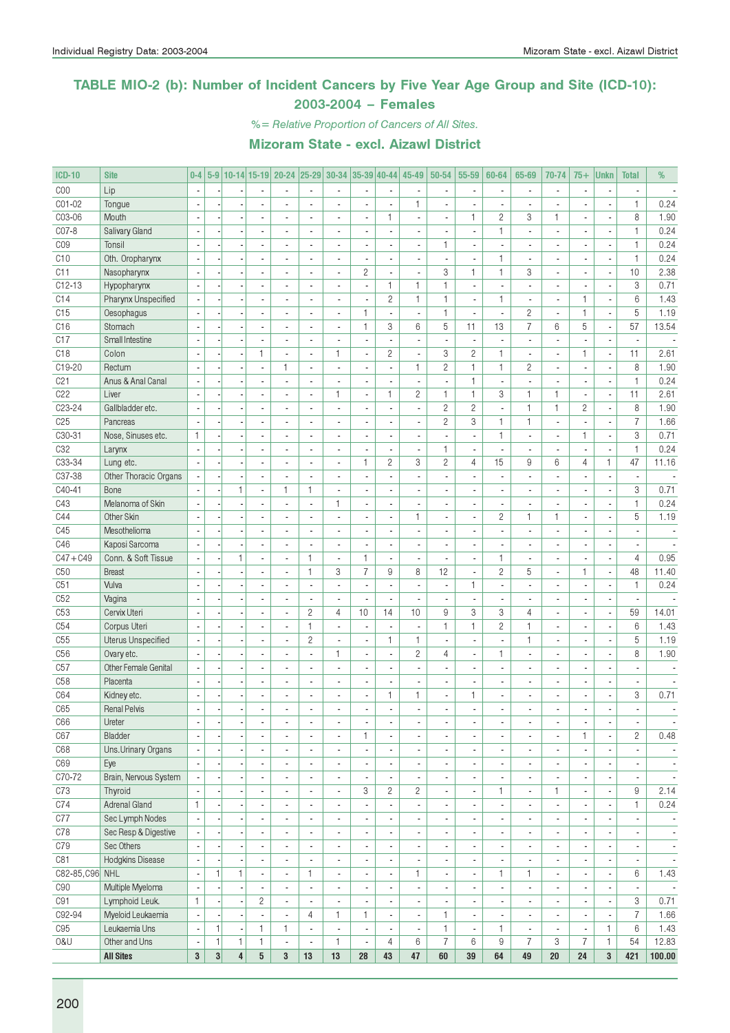## TABLE MIO-2 (b): Number of Incident Cancers by Five Year Age Group and Site (ICD-10): 2003-2004 – Females

*%= Relative Proportion of Cancers of All Sites.*

### Mizoram State - excl. Aizawl District

| ICD-10 | Site | 0-4 | 5-9 | 10-14 | 15-19 | 20-24 | 25-29 | 30-34 | 35-39 | 40-44 | 45-49 | 50-54 | 55-59 | 60-64 | 65-69 | 70-74 | 75+ | Unkn | Total | % |
|---|---|---|---|---|---|---|---|---|---|---|---|---|---|---|---|---|---|---|---|---|
| C00 | Lip | - | - | - | - | - | - | - | - | - | - | - | - | - | - | - | - | - | - | - |
| C01-02 | Tongue | - | - | - | - | - | - | - | - | - | 1 | - | - | - | - | - | - | - | 1 | 0.24 |
| C03-06 | Mouth | - | - | - | - | - | - | - | - | 1 | - | - | 1 | 2 | 3 | 1 | - | - | 8 | 1.90 |
| C07-8 | Salivary Gland | - | - | - | - | - | - | - | - | - | - | - | - | 1 | - | - | - | - | 1 | 0.24 |
| C09 | Tonsil | - | - | - | - | - | - | - | - | - | - | 1 | - | - | - | - | - | - | 1 | 0.24 |
| C10 | Oth. Oropharynx | - | - | - | - | - | - | - | - | - | - | - | - | 1 | - | - | - | - | 1 | 0.24 |
| C11 | Nasopharynx | - | - | - | - | - | - | - | 2 | - | - | 3 | 1 | 1 | 3 | - | - | - | 10 | 2.38 |
| C12-13 | Hypopharynx | - | - | - | - | - | - | - | - | 1 | 1 | 1 | - | - | - | - | - | - | 3 | 0.71 |
| C14 | Pharynx Unspecified | - | - | - | - | - | - | - | - | 2 | 1 | 1 | - | 1 | - | - | 1 | - | 6 | 1.43 |
| C15 | Oesophagus | - | - | - | - | - | - | - | 1 | - | - | 1 | - | - | 2 | - | 1 | - | 5 | 1.19 |
| C16 | Stomach | - | - | - | - | - | - | - | 1 | 3 | 6 | 5 | 11 | 13 | 7 | 6 | 5 | - | 57 | 13.54 |
| C17 | Small Intestine | - | - | - | - | - | - | - | - | - | - | - | - | - | - | - | - | - | - | - |
| C18 | Colon | - | - | - | 1 | - | - | 1 | - | 2 | - | 3 | 2 | 1 | - | - | 1 | - | 11 | 2.61 |
| C19-20 | Rectum | - | - | - | - | 1 | - | - | - | - | 1 | 2 | 1 | 1 | 2 | - | - | - | 8 | 1.90 |
| C21 | Anus & Anal Canal | - | - | - | - | - | - | - | - | - | - | - | 1 | - | - | - | - | - | 1 | 0.24 |
| C22 | Liver | - | - | - | - | - | - | 1 | - | 1 | 2 | 1 | 1 | 3 | 1 | 1 | - | - | 11 | 2.61 |
| C23-24 | Gallbladder etc. | - | - | - | - | - | - | - | - | - | - | 2 | 2 | - | 1 | 1 | 2 | - | 8 | 1.90 |
| C25 | Pancreas | - | - | - | - | - | - | - | - | - | - | 2 | 3 | 1 | 1 | - | - | - | 7 | 1.66 |
| C30-31 | Nose, Sinuses etc. | 1 | - | - | - | - | - | - | - | - | - | - | - | 1 | - | - | 1 | - | 3 | 0.71 |
| C32 | Larynx | - | - | - | - | - | - | - | - | - | - | 1 | - | - | - | - | - | - | 1 | 0.24 |
| C33-34 | Lung etc. | - | - | - | - | - | - | - | 1 | 2 | 3 | 2 | 4 | 15 | 9 | 6 | 4 | 1 | 47 | 11.16 |
| C37-38 | Other Thoracic Organs | - | - | - | - | - | - | - | - | - | - | - | - | - | - | - | - | - | - | - |
| C40-41 | Bone | - | - | 1 | - | 1 | 1 | - | - | - | - | - | - | - | - | - | - | - | 3 | 0.71 |
| C43 | Melanoma of Skin | - | - | - | - | - | - | 1 | - | - | - | - | - | - | - | - | - | - | 1 | 0.24 |
| C44 | Other Skin | - | - | - | - | - | - | - | - | - | 1 | - | - | 2 | 1 | 1 | - | - | 5 | 1.19 |
| C45 | Mesothelioma | - | - | - | - | - | - | - | - | - | - | - | - | - | - | - | - | - | - | - |
| C46 | Kaposi Sarcoma | - | - | - | - | - | - | - | - | - | - | - | - | - | - | - | - | - | - | - |
| C47+C49 | Conn. & Soft Tissue | - | - | 1 | - | - | 1 | - | 1 | - | - | - | - | 1 | - | - | - | - | 4 | 0.95 |
| C50 | Breast | - | - | - | - | - | 1 | 3 | 7 | 9 | 8 | 12 | - | 2 | 5 | - | 1 | - | 48 | 11.40 |
| C51 | Vulva | - | - | - | - | - | - | - | - | - | - | - | 1 | - | - | - | - | - | 1 | 0.24 |
| C52 | Vagina | - | - | - | - | - | - | - | - | - | - | - | - | - | - | - | - | - | - | - |
| C53 | Cervix Uteri | - | - | - | - | - | 2 | 4 | 10 | 14 | 10 | 9 | 3 | 3 | 4 | - | - | - | 59 | 14.01 |
| C54 | Corpus Uteri | - | - | - | - | - | 1 | - | - | - | - | 1 | 1 | 2 | 1 | - | - | - | 6 | 1.43 |
| C55 | Uterus Unspecified | - | - | - | - | - | 2 | - | - | 1 | 1 | - | - | - | 1 | - | - | - | 5 | 1.19 |
| C56 | Ovary etc. | - | - | - | - | - | - | 1 | - | - | 2 | 4 | - | 1 | - | - | - | - | 8 | 1.90 |
| C57 | Other Female Genital | - | - | - | - | - | - | - | - | - | - | - | - | - | - | - | - | - | - | - |
| C58 | Placenta | - | - | - | - | - | - | - | - | - | - | - | - | - | - | - | - | - | - | - |
| C64 | Kidney etc. | - | - | - | - | - | - | - | - | 1 | 1 | - | 1 | - | - | - | - | - | 3 | 0.71 |
| C65 | Renal Pelvis | - | - | - | - | - | - | - | - | - | - | - | - | - | - | - | - | - | - | - |
| C66 | Ureter | - | - | - | - | - | - | - | - | - | - | - | - | - | - | - | - | - | - | - |
| C67 | Bladder | - | - | - | - | - | - | - | 1 | - | - | - | - | - | - | - | 1 | - | 2 | 0.48 |
| C68 | Uns.Urinary Organs | - | - | - | - | - | - | - | - | - | - | - | - | - | - | - | - | - | - | - |
| C69 | Eye | - | - | - | - | - | - | - | - | - | - | - | - | - | - | - | - | - | - | - |
| C70-72 | Brain, Nervous System | - | - | - | - | - | - | - | - | - | - | - | - | - | - | - | - | - | - | - |
| C73 | Thyroid | - | - | - | - | - | - | - | 3 | 2 | 2 | - | - | 1 | - | 1 | - | - | 9 | 2.14 |
| C74 | Adrenal Gland | 1 | - | - | - | - | - | - | - | - | - | - | - | - | - | - | - | - | 1 | 0.24 |
| C77 | Sec Lymph Nodes | - | - | - | - | - | - | - | - | - | - | - | - | - | - | - | - | - | - | - |
| C78 | Sec Resp & Digestive | - | - | - | - | - | - | - | - | - | - | - | - | - | - | - | - | - | - | - |
| C79 | Sec Others | - | - | - | - | - | - | - | - | - | - | - | - | - | - | - | - | - | - | - |
| C81 | Hodgkins Disease | - | - | - | - | - | - | - | - | - | - | - | - | - | - | - | - | - | - | - |
| C82-85,C96 | NHL | - | 1 | 1 | - | - | 1 | - | - | - | 1 | - | - | 1 | 1 | - | - | - | 6 | 1.43 |
| C90 | Multiple Myeloma | - | - | - | - | - | - | - | - | - | - | - | - | - | - | - | - | - | - | - |
| C91 | Lymphoid Leuk. | 1 | - | - | 2 | - | - | - | - | - | - | - | - | - | - | - | - | - | 3 | 0.71 |
| C92-94 | Myeloid Leukaemia | - | - | - | - | - | 4 | 1 | 1 | - | - | 1 | - | - | - | - | - | - | 7 | 1.66 |
| C95 | Leukaemia Uns | - | 1 | - | 1 | 1 | - | - | - | - | - | 1 | - | 1 | - | - | - | 1 | 6 | 1.43 |
| O&U | Other and Uns | - | 1 | 1 | 1 | - | - | 1 | - | 4 | 6 | 7 | 6 | 9 | 7 | 3 | 7 | 1 | 54 | 12.83 |
| | **All Sites** | **3** | **3** | **4** | **5** | **3** | **13** | **13** | **28** | **43** | **47** | **60** | **39** | **64** | **49** | **20** | **24** | **3** | **421** | **100.00** |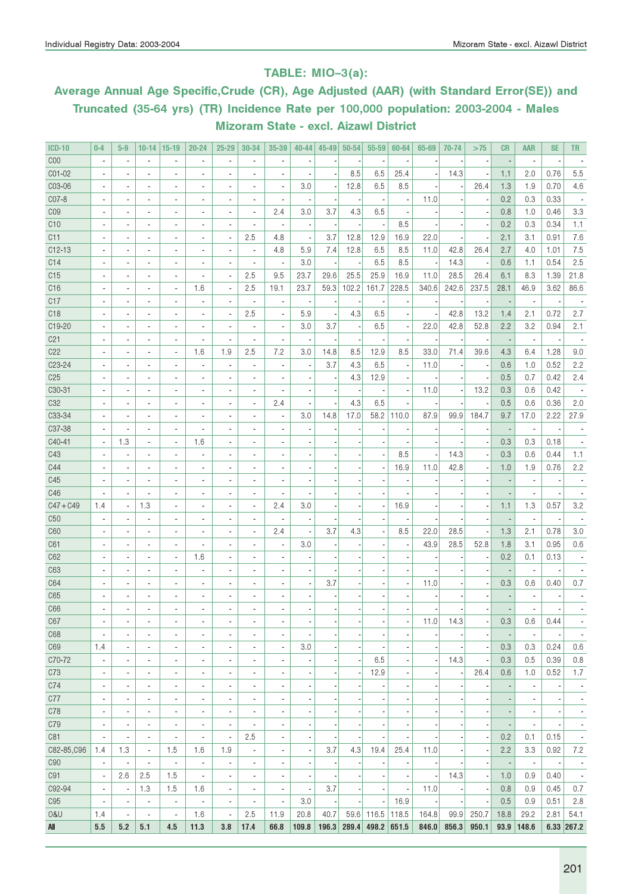## TABLE: MIO–3(a):

### Average Annual Age Specific,Crude (CR), Age Adjusted (AAR) (with Standard Error(SE)) and Truncated (35-64 yrs) (TR) Incidence Rate per 100,000 population: 2003-2004 - Males Mizoram State - excl. Aizawl District

| ICD-10 | 0-4 | 5-9 | 10-14 | 15-19 | 20-24 | 25-29 | 30-34 | 35-39 | 40-44 | 45-49 | 50-54 | 55-59 | 60-64 | 65-69 | 70-74 | >75 | CR | AAR | SE | TR |
|---|---|---|---|---|---|---|---|---|---|---|---|---|---|---|---|---|---|---|---|---|
| C00 | - | - | - | - | - | - | - | - | - | - | - | - | - | - | - | - | - | - | - | - |
| C01-02 | - | - | - | - | - | - | - | - | - | - | 8.5 | 6.5 | 25.4 | - | 14.3 | - | 1.1 | 2.0 | 0.76 | 5.5 |
| C03-06 | - | - | - | - | - | - | - | - | 3.0 | - | 12.8 | 6.5 | 8.5 | - | - | 26.4 | 1.3 | 1.9 | 0.70 | 4.6 |
| C07-8 | - | - | - | - | - | - | - | - | - | - | - | - | - | 11.0 | - | - | 0.2 | 0.3 | 0.33 | - |
| C09 | - | - | - | - | - | - | - | 2.4 | 3.0 | 3.7 | 4.3 | 6.5 | - | - | - | - | 0.8 | 1.0 | 0.46 | 3.3 |
| C10 | - | - | - | - | - | - | - | - | - | - | - | - | 8.5 | - | - | - | 0.2 | 0.3 | 0.34 | 1.1 |
| C11 | - | - | - | - | - | - | 2.5 | 4.8 | - | 3.7 | 12.8 | 12.9 | 16.9 | 22.0 | - | - | 2.1 | 3.1 | 0.91 | 7.6 |
| C12-13 | - | - | - | - | - | - | - | 4.8 | 5.9 | 7.4 | 12.8 | 6.5 | 8.5 | 11.0 | 42.8 | 26.4 | 2.7 | 4.0 | 1.01 | 7.5 |
| C14 | - | - | - | - | - | - | - | - | 3.0 | - | - | 6.5 | 8.5 | - | 14.3 | - | 0.6 | 1.1 | 0.54 | 2.5 |
| C15 | - | - | - | - | - | - | 2.5 | 9.5 | 23.7 | 29.6 | 25.5 | 25.9 | 16.9 | 11.0 | 28.5 | 26.4 | 6.1 | 8.3 | 1.39 | 21.8 |
| C16 | - | - | - | - | 1.6 | - | 2.5 | 19.1 | 23.7 | 59.3 | 102.2 | 161.7 | 228.5 | 340.6 | 242.6 | 237.5 | 28.1 | 46.9 | 3.62 | 86.6 |
| C17 | - | - | - | - | - | - | - | - | - | - | - | - | - | - | - | - | - | - | - | - |
| C18 | - | - | - | - | - | - | 2.5 | - | 5.9 | - | 4.3 | 6.5 | - | - | 42.8 | 13.2 | 1.4 | 2.1 | 0.72 | 2.7 |
| C19-20 | - | - | - | - | - | - | - | - | 3.0 | 3.7 | - | 6.5 | - | 22.0 | 42.8 | 52.8 | 2.2 | 3.2 | 0.94 | 2.1 |
| C21 | - | - | - | - | - | - | - | - | - | - | - | - | - | - | - | - | - | - | - | - |
| C22 | - | - | - | - | 1.6 | 1.9 | 2.5 | 7.2 | 3.0 | 14.8 | 8.5 | 12.9 | 8.5 | 33.0 | 71.4 | 39.6 | 4.3 | 6.4 | 1.28 | 9.0 |
| C23-24 | - | - | - | - | - | - | - | - | - | 3.7 | 4.3 | 6.5 | - | 11.0 | - | - | 0.6 | 1.0 | 0.52 | 2.2 |
| C25 | - | - | - | - | - | - | - | - | - | - | 4.3 | 12.9 | - | - | - | - | 0.5 | 0.7 | 0.42 | 2.4 |
| C30-31 | - | - | - | - | - | - | - | - | - | - | - | - | - | 11.0 | - | 13.2 | 0.3 | 0.6 | 0.42 | - |
| C32 | - | - | - | - | - | - | - | 2.4 | - | - | 4.3 | 6.5 | - | - | - | - | 0.5 | 0.6 | 0.36 | 2.0 |
| C33-34 | - | - | - | - | - | - | - | - | 3.0 | 14.8 | 17.0 | 58.2 | 110.0 | 87.9 | 99.9 | 184.7 | 9.7 | 17.0 | 2.22 | 27.9 |
| C37-38 | - | - | - | - | - | - | - | - | - | - | - | - | - | - | - | - | - | - | - | - |
| C40-41 | - | 1.3 | - | - | 1.6 | - | - | - | - | - | - | - | - | - | - | - | 0.3 | 0.3 | 0.18 | - |
| C43 | - | - | - | - | - | - | - | - | - | - | - | - | 8.5 | - | 14.3 | - | 0.3 | 0.6 | 0.44 | 1.1 |
| C44 | - | - | - | - | - | - | - | - | - | - | - | - | 16.9 | 11.0 | 42.8 | - | 1.0 | 1.9 | 0.76 | 2.2 |
| C45 | - | - | - | - | - | - | - | - | - | - | - | - | - | - | - | - | - | - | - | - |
| C46 | - | - | - | - | - | - | - | - | - | - | - | - | - | - | - | - | - | - | - | - |
| C47+C49 | 1.4 | - | 1.3 | - | - | - | - | 2.4 | 3.0 | - | - | - | 16.9 | - | - | - | 1.1 | 1.3 | 0.57 | 3.2 |
| C50 | - | - | - | - | - | - | - | - | - | - | - | - | - | - | - | - | - | - | - | - |
| C60 | - | - | - | - | - | - | - | 2.4 | - | 3.7 | 4.3 | - | 8.5 | 22.0 | 28.5 | - | 1.3 | 2.1 | 0.78 | 3.0 |
| C61 | - | - | - | - | - | - | - | - | 3.0 | - | - | - | - | 43.9 | 28.5 | 52.8 | 1.8 | 3.1 | 0.95 | 0.6 |
| C62 | - | - | - | - | 1.6 | - | - | - | - | - | - | - | - | - | - | - | 0.2 | 0.1 | 0.13 | - |
| C63 | - | - | - | - | - | - | - | - | - | - | - | - | - | - | - | - | - | - | - | - |
| C64 | - | - | - | - | - | - | - | - | - | 3.7 | - | - | - | 11.0 | - | - | 0.3 | 0.6 | 0.40 | 0.7 |
| C65 | - | - | - | - | - | - | - | - | - | - | - | - | - | - | - | - | - | - | - | - |
| C66 | - | - | - | - | - | - | - | - | - | - | - | - | - | - | - | - | - | - | - | - |
| C67 | - | - | - | - | - | - | - | - | - | - | - | - | - | 11.0 | 14.3 | - | 0.3 | 0.6 | 0.44 | - |
| C68 | - | - | - | - | - | - | - | - | - | - | - | - | - | - | - | - | - | - | - | - |
| C69 | 1.4 | - | - | - | - | - | - | - | 3.0 | - | - | - | - | - | - | - | 0.3 | 0.3 | 0.24 | 0.6 |
| C70-72 | - | - | - | - | - | - | - | - | - | - | - | 6.5 | - | - | 14.3 | - | 0.3 | 0.5 | 0.39 | 0.8 |
| C73 | - | - | - | - | - | - | - | - | - | - | - | 12.9 | - | - | - | 26.4 | 0.6 | 1.0 | 0.52 | 1.7 |
| C74 | - | - | - | - | - | - | - | - | - | - | - | - | - | - | - | - | - | - | - | - |
| C77 | - | - | - | - | - | - | - | - | - | - | - | - | - | - | - | - | - | - | - | - |
| C78 | - | - | - | - | - | - | - | - | - | - | - | - | - | - | - | - | - | - | - | - |
| C79 | - | - | - | - | - | - | - | - | - | - | - | - | - | - | - | - | - | - | - | - |
| C81 | - | - | - | - | - | - | 2.5 | - | - | - | - | - | - | - | - | - | 0.2 | 0.1 | 0.15 | - |
| C82-85,C96 | 1.4 | 1.3 | - | 1.5 | 1.6 | 1.9 | - | - | - | 3.7 | 4.3 | 19.4 | 25.4 | 11.0 | - | - | 2.2 | 3.3 | 0.92 | 7.2 |
| C90 | - | - | - | - | - | - | - | - | - | - | - | - | - | - | - | - | - | - | - | - |
| C91 | - | 2.6 | 2.5 | 1.5 | - | - | - | - | - | - | - | - | - | - | 14.3 | - | 1.0 | 0.9 | 0.40 | - |
| C92-94 | - | - | 1.3 | 1.5 | 1.6 | - | - | - | - | 3.7 | - | - | - | 11.0 | - | - | 0.8 | 0.9 | 0.45 | 0.7 |
| C95 | - | - | - | - | - | - | - | - | 3.0 | - | - | - | 16.9 | - | - | - | 0.5 | 0.9 | 0.51 | 2.8 |
| O&U | 1.4 | - | - | - | 1.6 | - | 2.5 | 11.9 | 20.8 | 40.7 | 59.6 | 116.5 | 118.5 | 164.8 | 99.9 | 250.7 | 18.8 | 29.2 | 2.81 | 54.1 |
| **All** | **5.5** | **5.2** | **5.1** | **4.5** | **11.3** | **3.8** | **17.4** | **66.8** | **109.8** | **196.3** | **289.4** | **498.2** | **651.5** | **846.0** | **856.3** | **950.1** | **93.9** | **148.6** | **6.33** | **267.2** |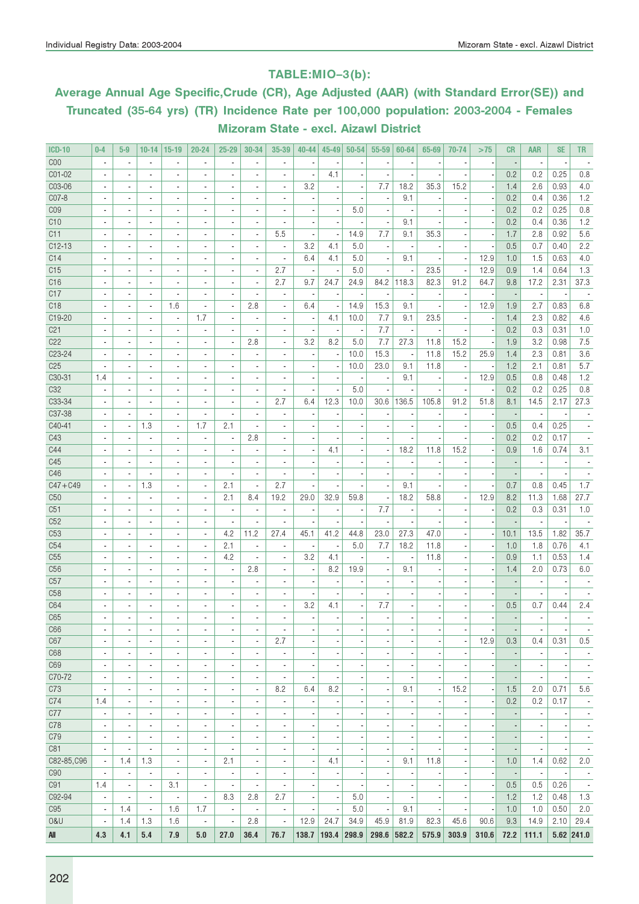## TABLE:MIO–3(b):

## Average Annual Age Specific,Crude (CR), Age Adjusted (AAR) (with Standard Error(SE)) and Truncated (35-64 yrs) (TR) Incidence Rate per 100,000 population: 2003-2004 - Females Mizoram State - excl. Aizawl District

| ICD-10 | 0-4 | 5-9 | 10-14 | 15-19 | 20-24 | 25-29 | 30-34 | 35-39 | 40-44 | 45-49 | 50-54 | 55-59 | 60-64 | 65-69 | 70-74 | >75 | CR | AAR | SE | TR |
|---|---|---|---|---|---|---|---|---|---|---|---|---|---|---|---|---|---|---|---|---|
| C00 | - | - | - | - | - | - | - | - | - | - | - | - | - | - | - | - | - | - | - | - |
| C01-02 | - | - | - | - | - | - | - | - | - | 4.1 | - | - | - | - | - | - | 0.2 | 0.2 | 0.25 | 0.8 |
| C03-06 | - | - | - | - | - | - | - | - | 3.2 | - | - | 7.7 | 18.2 | 35.3 | 15.2 | - | 1.4 | 2.6 | 0.93 | 4.0 |
| C07-8 | - | - | - | - | - | - | - | - | - | - | - | - | 9.1 | - | - | - | 0.2 | 0.4 | 0.36 | 1.2 |
| C09 | - | - | - | - | - | - | - | - | - | - | 5.0 | - | - | - | - | - | 0.2 | 0.2 | 0.25 | 0.8 |
| C10 | - | - | - | - | - | - | - | - | - | - | - | - | 9.1 | - | - | - | 0.2 | 0.4 | 0.36 | 1.2 |
| C11 | - | - | - | - | - | - | - | 5.5 | - | - | 14.9 | 7.7 | 9.1 | 35.3 | - | - | 1.7 | 2.8 | 0.92 | 5.6 |
| C12-13 | - | - | - | - | - | - | - | - | 3.2 | 4.1 | 5.0 | - | - | - | - | - | 0.5 | 0.7 | 0.40 | 2.2 |
| C14 | - | - | - | - | - | - | - | - | 6.4 | 4.1 | 5.0 | - | 9.1 | - | - | 12.9 | 1.0 | 1.5 | 0.63 | 4.0 |
| C15 | - | - | - | - | - | - | - | 2.7 | - | - | 5.0 | - | - | 23.5 | - | 12.9 | 0.9 | 1.4 | 0.64 | 1.3 |
| C16 | - | - | - | - | - | - | - | 2.7 | 9.7 | 24.7 | 24.9 | 84.2 | 118.3 | 82.3 | 91.2 | 64.7 | 9.8 | 17.2 | 2.31 | 37.3 |
| C17 | - | - | - | - | - | - | - | - | - | - | - | - | - | - | - | - | - | - | - | - |
| C18 | - | - | - | 1.6 | - | - | 2.8 | - | 6.4 | - | 14.9 | 15.3 | 9.1 | - | - | 12.9 | 1.9 | 2.7 | 0.83 | 6.8 |
| C19-20 | - | - | - | - | 1.7 | - | - | - | - | 4.1 | 10.0 | 7.7 | 9.1 | 23.5 | - | - | 1.4 | 2.3 | 0.82 | 4.6 |
| C21 | - | - | - | - | - | - | - | - | - | - | - | 7.7 | - | - | - | - | 0.2 | 0.3 | 0.31 | 1.0 |
| C22 | - | - | - | - | - | - | 2.8 | - | 3.2 | 8.2 | 5.0 | 7.7 | 27.3 | 11.8 | 15.2 | - | 1.9 | 3.2 | 0.98 | 7.5 |
| C23-24 | - | - | - | - | - | - | - | - | - | - | 10.0 | 15.3 | - | 11.8 | 15.2 | 25.9 | 1.4 | 2.3 | 0.81 | 3.6 |
| C25 | - | - | - | - | - | - | - | - | - | - | 10.0 | 23.0 | 9.1 | 11.8 | - | - | 1.2 | 2.1 | 0.81 | 5.7 |
| C30-31 | 1.4 | - | - | - | - | - | - | - | - | - | - | - | 9.1 | - | - | 12.9 | 0.5 | 0.8 | 0.48 | 1.2 |
| C32 | - | - | - | - | - | - | - | - | - | - | 5.0 | - | - | - | - | - | 0.2 | 0.2 | 0.25 | 0.8 |
| C33-34 | - | - | - | - | - | - | - | 2.7 | 6.4 | 12.3 | 10.0 | 30.6 | 136.5 | 105.8 | 91.2 | 51.8 | 8.1 | 14.5 | 2.17 | 27.3 |
| C37-38 | - | - | - | - | - | - | - | - | - | - | - | - | - | - | - | - | - | - | - | - |
| C40-41 | - | - | 1.3 | - | 1.7 | 2.1 | - | - | - | - | - | - | - | - | - | - | 0.5 | 0.4 | 0.25 | - |
| C43 | - | - | - | - | - | - | 2.8 | - | - | - | - | - | - | - | - | - | 0.2 | 0.2 | 0.17 | - |
| C44 | - | - | - | - | - | - | - | - | - | 4.1 | - | - | 18.2 | 11.8 | 15.2 | - | 0.9 | 1.6 | 0.74 | 3.1 |
| C45 | - | - | - | - | - | - | - | - | - | - | - | - | - | - | - | - | - | - | - | - |
| C46 | - | - | - | - | - | - | - | - | - | - | - | - | - | - | - | - | - | - | - | - |
| C47+C49 | - | - | 1.3 | - | - | 2.1 | - | 2.7 | - | - | - | - | 9.1 | - | - | - | 0.7 | 0.8 | 0.45 | 1.7 |
| C50 | - | - | - | - | - | 2.1 | 8.4 | 19.2 | 29.0 | 32.9 | 59.8 | - | 18.2 | 58.8 | - | 12.9 | 8.2 | 11.3 | 1.68 | 27.7 |
| C51 | - | - | - | - | - | - | - | - | - | - | - | 7.7 | - | - | - | - | 0.2 | 0.3 | 0.31 | 1.0 |
| C52 | - | - | - | - | - | - | - | - | - | - | - | - | - | - | - | - | - | - | - | - |
| C53 | - | - | - | - | - | 4.2 | 11.2 | 27.4 | 45.1 | 41.2 | 44.8 | 23.0 | 27.3 | 47.0 | - | - | 10.1 | 13.5 | 1.82 | 35.7 |
| C54 | - | - | - | - | - | 2.1 | - | - | - | - | 5.0 | 7.7 | 18.2 | 11.8 | - | - | 1.0 | 1.8 | 0.76 | 4.1 |
| C55 | - | - | - | - | - | 4.2 | - | - | 3.2 | 4.1 | - | - | - | 11.8 | - | - | 0.9 | 1.1 | 0.53 | 1.4 |
| C56 | - | - | - | - | - | - | 2.8 | - | - | 8.2 | 19.9 | - | 9.1 | - | - | - | 1.4 | 2.0 | 0.73 | 6.0 |
| C57 | - | - | - | - | - | - | - | - | - | - | - | - | - | - | - | - | - | - | - | - |
| C58 | - | - | - | - | - | - | - | - | - | - | - | - | - | - | - | - | - | - | - | - |
| C64 | - | - | - | - | - | - | - | - | 3.2 | 4.1 | - | 7.7 | - | - | - | - | 0.5 | 0.7 | 0.44 | 2.4 |
| C65 | - | - | - | - | - | - | - | - | - | - | - | - | - | - | - | - | - | - | - | - |
| C66 | - | - | - | - | - | - | - | - | - | - | - | - | - | - | - | - | - | - | - | - |
| C67 | - | - | - | - | - | - | - | 2.7 | - | - | - | - | - | - | - | 12.9 | 0.3 | 0.4 | 0.31 | 0.5 |
| C68 | - | - | - | - | - | - | - | - | - | - | - | - | - | - | - | - | - | - | - | - |
| C69 | - | - | - | - | - | - | - | - | - | - | - | - | - | - | - | - | - | - | - | - |
| C70-72 | - | - | - | - | - | - | - | - | - | - | - | - | - | - | - | - | - | - | - | - |
| C73 | - | - | - | - | - | - | - | 8.2 | 6.4 | 8.2 | - | - | 9.1 | - | 15.2 | - | 1.5 | 2.0 | 0.71 | 5.6 |
| C74 | 1.4 | - | - | - | - | - | - | - | - | - | - | - | - | - | - | - | 0.2 | 0.2 | 0.17 | - |
| C77 | - | - | - | - | - | - | - | - | - | - | - | - | - | - | - | - | - | - | - | - |
| C78 | - | - | - | - | - | - | - | - | - | - | - | - | - | - | - | - | - | - | - | - |
| C79 | - | - | - | - | - | - | - | - | - | - | - | - | - | - | - | - | - | - | - | - |
| C81 | - | - | - | - | - | - | - | - | - | - | - | - | - | - | - | - | - | - | - | - |
| C82-85,C96 | - | 1.4 | 1.3 | - | - | 2.1 | - | - | - | 4.1 | - | - | 9.1 | 11.8 | - | - | 1.0 | 1.4 | 0.62 | 2.0 |
| C90 | - | - | - | - | - | - | - | - | - | - | - | - | - | - | - | - | - | - | - | - |
| C91 | 1.4 | - | - | 3.1 | - | - | - | - | - | - | - | - | - | - | - | - | 0.5 | 0.5 | 0.26 | - |
| C92-94 | - | - | - | - | - | 8.3 | 2.8 | 2.7 | - | - | 5.0 | - | - | - | - | - | 1.2 | 1.2 | 0.48 | 1.3 |
| C95 | - | 1.4 | - | 1.6 | 1.7 | - | - | - | - | - | 5.0 | - | 9.1 | - | - | - | 1.0 | 1.0 | 0.50 | 2.0 |
| O&U | - | 1.4 | 1.3 | 1.6 | - | - | 2.8 | - | 12.9 | 24.7 | 34.9 | 45.9 | 81.9 | 82.3 | 45.6 | 90.6 | 9.3 | 14.9 | 2.10 | 29.4 |
| **All** | **4.3** | **4.1** | **5.4** | **7.9** | **5.0** | **27.0** | **36.4** | **76.7** | **138.7** | **193.4** | **298.9** | **298.6** | **582.2** | **575.9** | **303.9** | **310.6** | **72.2** | **111.1** | **5.62** | **241.0** |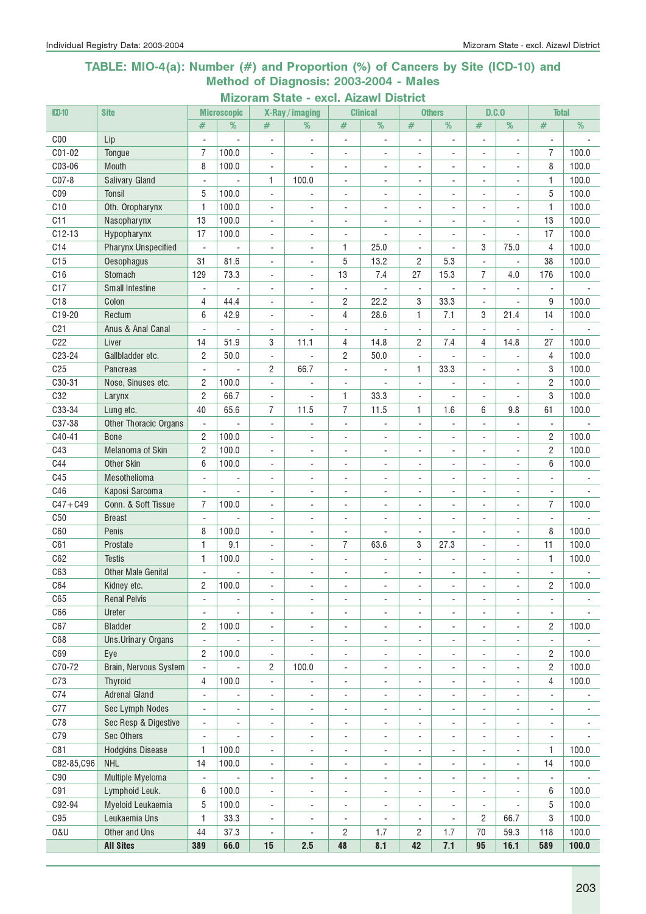## TABLE: MIO-4(a): Number (#) and Proportion (%) of Cancers by Site (ICD-10) and Method of Diagnosis: 2003-2004 - Males

### Mizoram State - excl. Aizawl District

| ICD-10 | Site | Microscopic | | X-Ray / imaging | | Clinical | | Others | | D.C.O | | Total | |
|---|---|---|---|---|---|---|---|---|---|---|---|---|---|
| | | # | % | # | % | # | % | # | % | # | % | # | % |
| C00 | Lip | - | - | - | - | - | - | - | - | - | - | - | - |
| C01-02 | Tongue | 7 | 100.0 | - | - | - | - | - | - | - | - | 7 | 100.0 |
| C03-06 | Mouth | 8 | 100.0 | - | - | - | - | - | - | - | - | 8 | 100.0 |
| C07-8 | Salivary Gland | - | - | 1 | 100.0 | - | - | - | - | - | - | 1 | 100.0 |
| C09 | Tonsil | 5 | 100.0 | - | - | - | - | - | - | - | - | 5 | 100.0 |
| C10 | Oth. Oropharynx | 1 | 100.0 | - | - | - | - | - | - | - | - | 1 | 100.0 |
| C11 | Nasopharynx | 13 | 100.0 | - | - | - | - | - | - | - | - | 13 | 100.0 |
| C12-13 | Hypopharynx | 17 | 100.0 | - | - | - | - | - | - | - | - | 17 | 100.0 |
| C14 | Pharynx Unspecified | - | - | - | - | 1 | 25.0 | - | - | 3 | 75.0 | 4 | 100.0 |
| C15 | Oesophagus | 31 | 81.6 | - | - | 5 | 13.2 | 2 | 5.3 | - | - | 38 | 100.0 |
| C16 | Stomach | 129 | 73.3 | - | - | 13 | 7.4 | 27 | 15.3 | 7 | 4.0 | 176 | 100.0 |
| C17 | Small Intestine | - | - | - | - | - | - | - | - | - | - | - | - |
| C18 | Colon | 4 | 44.4 | - | - | 2 | 22.2 | 3 | 33.3 | - | - | 9 | 100.0 |
| C19-20 | Rectum | 6 | 42.9 | - | - | 4 | 28.6 | 1 | 7.1 | 3 | 21.4 | 14 | 100.0 |
| C21 | Anus & Anal Canal | - | - | - | - | - | - | - | - | - | - | - | - |
| C22 | Liver | 14 | 51.9 | 3 | 11.1 | 4 | 14.8 | 2 | 7.4 | 4 | 14.8 | 27 | 100.0 |
| C23-24 | Gallbladder etc. | 2 | 50.0 | - | - | 2 | 50.0 | - | - | - | - | 4 | 100.0 |
| C25 | Pancreas | - | - | 2 | 66.7 | - | - | 1 | 33.3 | - | - | 3 | 100.0 |
| C30-31 | Nose, Sinuses etc. | 2 | 100.0 | - | - | - | - | - | - | - | - | 2 | 100.0 |
| C32 | Larynx | 2 | 66.7 | - | - | 1 | 33.3 | - | - | - | - | 3 | 100.0 |
| C33-34 | Lung etc. | 40 | 65.6 | 7 | 11.5 | 7 | 11.5 | 1 | 1.6 | 6 | 9.8 | 61 | 100.0 |
| C37-38 | Other Thoracic Organs | - | - | - | - | - | - | - | - | - | - | - | - |
| C40-41 | Bone | 2 | 100.0 | - | - | - | - | - | - | - | - | 2 | 100.0 |
| C43 | Melanoma of Skin | 2 | 100.0 | - | - | - | - | - | - | - | - | 2 | 100.0 |
| C44 | Other Skin | 6 | 100.0 | - | - | - | - | - | - | - | - | 6 | 100.0 |
| C45 | Mesothelioma | - | - | - | - | - | - | - | - | - | - | - | - |
| C46 | Kaposi Sarcoma | - | - | - | - | - | - | - | - | - | - | - | - |
| C47+C49 | Conn. & Soft Tissue | 7 | 100.0 | - | - | - | - | - | - | - | - | 7 | 100.0 |
| C50 | Breast | - | - | - | - | - | - | - | - | - | - | - | - |
| C60 | Penis | 8 | 100.0 | - | - | - | - | - | - | - | - | 8 | 100.0 |
| C61 | Prostate | 1 | 9.1 | - | - | 7 | 63.6 | 3 | 27.3 | - | - | 11 | 100.0 |
| C62 | Testis | 1 | 100.0 | - | - | - | - | - | - | - | - | 1 | 100.0 |
| C63 | Other Male Genital | - | - | - | - | - | - | - | - | - | - | - | - |
| C64 | Kidney etc. | 2 | 100.0 | - | - | - | - | - | - | - | - | 2 | 100.0 |
| C65 | Renal Pelvis | - | - | - | - | - | - | - | - | - | - | - | - |
| C66 | Ureter | - | - | - | - | - | - | - | - | - | - | - | - |
| C67 | Bladder | 2 | 100.0 | - | - | - | - | - | - | - | - | 2 | 100.0 |
| C68 | Uns.Urinary Organs | - | - | - | - | - | - | - | - | - | - | - | - |
| C69 | Eye | 2 | 100.0 | - | - | - | - | - | - | - | - | 2 | 100.0 |
| C70-72 | Brain, Nervous System | - | - | 2 | 100.0 | - | - | - | - | - | - | 2 | 100.0 |
| C73 | Thyroid | 4 | 100.0 | - | - | - | - | - | - | - | - | 4 | 100.0 |
| C74 | Adrenal Gland | - | - | - | - | - | - | - | - | - | - | - | - |
| C77 | Sec Lymph Nodes | - | - | - | - | - | - | - | - | - | - | - | - |
| C78 | Sec Resp & Digestive | - | - | - | - | - | - | - | - | - | - | - | - |
| C79 | Sec Others | - | - | - | - | - | - | - | - | - | - | - | - |
| C81 | Hodgkins Disease | 1 | 100.0 | - | - | - | - | - | - | - | - | 1 | 100.0 |
| C82-85,C96 | NHL | 14 | 100.0 | - | - | - | - | - | - | - | - | 14 | 100.0 |
| C90 | Multiple Myeloma | - | - | - | - | - | - | - | - | - | - | - | - |
| C91 | Lymphoid Leuk. | 6 | 100.0 | - | - | - | - | - | - | - | - | 6 | 100.0 |
| C92-94 | Myeloid Leukaemia | 5 | 100.0 | - | - | - | - | - | - | - | - | 5 | 100.0 |
| C95 | Leukaemia Uns | 1 | 33.3 | - | - | - | - | - | - | 2 | 66.7 | 3 | 100.0 |
| O&U | Other and Uns | 44 | 37.3 | - | - | 2 | 1.7 | 2 | 1.7 | 70 | 59.3 | 118 | 100.0 |
| | **All Sites** | **389** | **66.0** | **15** | **2.5** | **48** | **8.1** | **42** | **7.1** | **95** | **16.1** | **589** | **100.0** |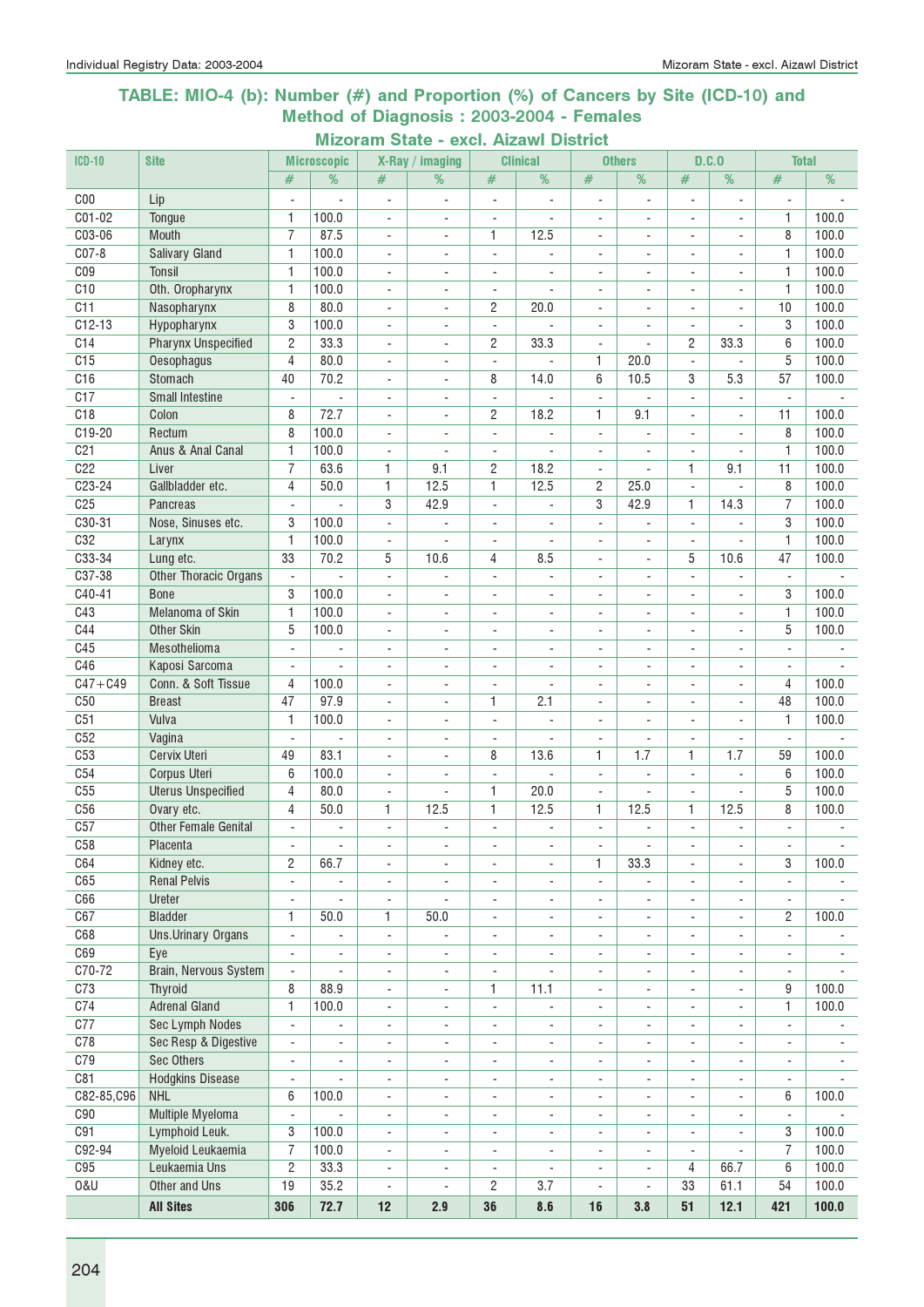## TABLE: MIO-4 (b): Number (#) and Proportion (%) of Cancers by Site (ICD-10) and Method of Diagnosis : 2003-2004 - Females

### Mizoram State - excl. Aizawl District

| ICD-10 | Site | Microscopic | | X-Ray / imaging | | Clinical | | Others | | D.C.O | | Total | |
|---|---|---|---|---|---|---|---|---|---|---|---|---|---|
| | | # | % | # | % | # | % | # | % | # | % | # | % |
| C00 | Lip | - | - | - | - | - | - | - | - | - | - | - | - |
| C01-02 | Tongue | 1 | 100.0 | - | - | - | - | - | - | - | - | 1 | 100.0 |
| C03-06 | Mouth | 7 | 87.5 | - | - | 1 | 12.5 | - | - | - | - | 8 | 100.0 |
| C07-8 | Salivary Gland | 1 | 100.0 | - | - | - | - | - | - | - | - | 1 | 100.0 |
| C09 | Tonsil | 1 | 100.0 | - | - | - | - | - | - | - | - | 1 | 100.0 |
| C10 | Oth. Oropharynx | 1 | 100.0 | - | - | - | - | - | - | - | - | 1 | 100.0 |
| C11 | Nasopharynx | 8 | 80.0 | - | - | 2 | 20.0 | - | - | - | - | 10 | 100.0 |
| C12-13 | Hypopharynx | 3 | 100.0 | - | - | - | - | - | - | - | - | 3 | 100.0 |
| C14 | Pharynx Unspecified | 2 | 33.3 | - | - | 2 | 33.3 | - | - | 2 | 33.3 | 6 | 100.0 |
| C15 | Oesophagus | 4 | 80.0 | - | - | - | - | 1 | 20.0 | - | - | 5 | 100.0 |
| C16 | Stomach | 40 | 70.2 | - | - | 8 | 14.0 | 6 | 10.5 | 3 | 5.3 | 57 | 100.0 |
| C17 | Small Intestine | - | - | - | - | - | - | - | - | - | - | - | - |
| C18 | Colon | 8 | 72.7 | - | - | 2 | 18.2 | 1 | 9.1 | - | - | 11 | 100.0 |
| C19-20 | Rectum | 8 | 100.0 | - | - | - | - | - | - | - | - | 8 | 100.0 |
| C21 | Anus & Anal Canal | 1 | 100.0 | - | - | - | - | - | - | - | - | 1 | 100.0 |
| C22 | Liver | 7 | 63.6 | 1 | 9.1 | 2 | 18.2 | - | - | 1 | 9.1 | 11 | 100.0 |
| C23-24 | Gallbladder etc. | 4 | 50.0 | 1 | 12.5 | 1 | 12.5 | 2 | 25.0 | - | - | 8 | 100.0 |
| C25 | Pancreas | - | - | 3 | 42.9 | - | - | 3 | 42.9 | 1 | 14.3 | 7 | 100.0 |
| C30-31 | Nose, Sinuses etc. | 3 | 100.0 | - | - | - | - | - | - | - | - | 3 | 100.0 |
| C32 | Larynx | 1 | 100.0 | - | - | - | - | - | - | - | - | 1 | 100.0 |
| C33-34 | Lung etc. | 33 | 70.2 | 5 | 10.6 | 4 | 8.5 | - | - | 5 | 10.6 | 47 | 100.0 |
| C37-38 | Other Thoracic Organs | - | - | - | - | - | - | - | - | - | - | - | - |
| C40-41 | Bone | 3 | 100.0 | - | - | - | - | - | - | - | - | 3 | 100.0 |
| C43 | Melanoma of Skin | 1 | 100.0 | - | - | - | - | - | - | - | - | 1 | 100.0 |
| C44 | Other Skin | 5 | 100.0 | - | - | - | - | - | - | - | - | 5 | 100.0 |
| C45 | Mesothelioma | - | - | - | - | - | - | - | - | - | - | - | - |
| C46 | Kaposi Sarcoma | - | - | - | - | - | - | - | - | - | - | - | - |
| C47+C49 | Conn. & Soft Tissue | 4 | 100.0 | - | - | - | - | - | - | - | - | 4 | 100.0 |
| C50 | Breast | 47 | 97.9 | - | - | 1 | 2.1 | - | - | - | - | 48 | 100.0 |
| C51 | Vulva | 1 | 100.0 | - | - | - | - | - | - | - | - | 1 | 100.0 |
| C52 | Vagina | - | - | - | - | - | - | - | - | - | - | - | - |
| C53 | Cervix Uteri | 49 | 83.1 | - | - | 8 | 13.6 | 1 | 1.7 | 1 | 1.7 | 59 | 100.0 |
| C54 | Corpus Uteri | 6 | 100.0 | - | - | - | - | - | - | - | - | 6 | 100.0 |
| C55 | Uterus Unspecified | 4 | 80.0 | - | - | 1 | 20.0 | - | - | - | - | 5 | 100.0 |
| C56 | Ovary etc. | 4 | 50.0 | 1 | 12.5 | 1 | 12.5 | 1 | 12.5 | 1 | 12.5 | 8 | 100.0 |
| C57 | Other Female Genital | - | - | - | - | - | - | - | - | - | - | - | - |
| C58 | Placenta | - | - | - | - | - | - | - | - | - | - | - | - |
| C64 | Kidney etc. | 2 | 66.7 | - | - | - | - | 1 | 33.3 | - | - | 3 | 100.0 |
| C65 | Renal Pelvis | - | - | - | - | - | - | - | - | - | - | - | - |
| C66 | Ureter | - | - | - | - | - | - | - | - | - | - | - | - |
| C67 | Bladder | 1 | 50.0 | 1 | 50.0 | - | - | - | - | - | - | 2 | 100.0 |
| C68 | Uns.Urinary Organs | - | - | - | - | - | - | - | - | - | - | - | - |
| C69 | Eye | - | - | - | - | - | - | - | - | - | - | - | - |
| C70-72 | Brain, Nervous System | - | - | - | - | - | - | - | - | - | - | - | - |
| C73 | Thyroid | 8 | 88.9 | - | - | 1 | 11.1 | - | - | - | - | 9 | 100.0 |
| C74 | Adrenal Gland | 1 | 100.0 | - | - | - | - | - | - | - | - | 1 | 100.0 |
| C77 | Sec Lymph Nodes | - | - | - | - | - | - | - | - | - | - | - | - |
| C78 | Sec Resp & Digestive | - | - | - | - | - | - | - | - | - | - | - | - |
| C79 | Sec Others | - | - | - | - | - | - | - | - | - | - | - | - |
| C81 | Hodgkins Disease | - | - | - | - | - | - | - | - | - | - | - | - |
| C82-85,C96 | NHL | 6 | 100.0 | - | - | - | - | - | - | - | - | 6 | 100.0 |
| C90 | Multiple Myeloma | - | - | - | - | - | - | - | - | - | - | - | - |
| C91 | Lymphoid Leuk. | 3 | 100.0 | - | - | - | - | - | - | - | - | 3 | 100.0 |
| C92-94 | Myeloid Leukaemia | 7 | 100.0 | - | - | - | - | - | - | - | - | 7 | 100.0 |
| C95 | Leukaemia Uns | 2 | 33.3 | - | - | - | - | - | - | 4 | 66.7 | 6 | 100.0 |
| O&U | Other and Uns | 19 | 35.2 | - | - | 2 | 3.7 | - | - | 33 | 61.1 | 54 | 100.0 |
| | **All Sites** | **306** | **72.7** | **12** | **2.9** | **36** | **8.6** | **16** | **3.8** | **51** | **12.1** | **421** | **100.0** |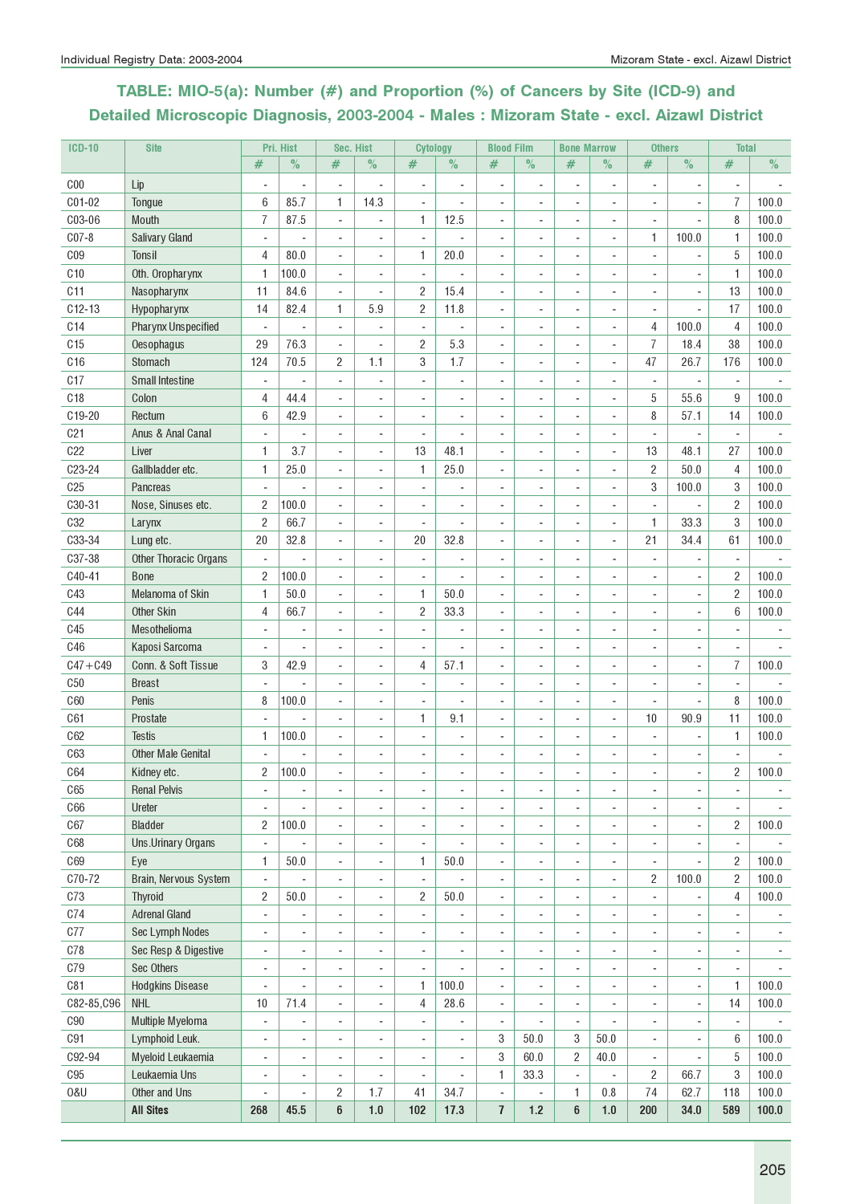## TABLE: MIO-5(a): Number (#) and Proportion (%) of Cancers by Site (ICD-9) and Detailed Microscopic Diagnosis, 2003-2004 - Males : Mizoram State - excl. Aizawl District

| ICD-10 | Site | Pri. Hist | | Sec. Hist | | Cytology | | Blood Film | | Bone Marrow | | Others | | Total | |
|---|---|---|---|---|---|---|---|---|---|---|---|---|---|---|---|
| | | # | % | # | % | # | % | # | % | # | % | # | % | # | % |
| C00 | Lip | - | - | - | - | - | - | - | - | - | - | - | - | - | - |
| C01-02 | Tongue | 6 | 85.7 | 1 | 14.3 | - | - | - | - | - | - | - | - | 7 | 100.0 |
| C03-06 | Mouth | 7 | 87.5 | - | - | 1 | 12.5 | - | - | - | - | - | - | 8 | 100.0 |
| C07-8 | Salivary Gland | - | - | - | - | - | - | - | - | - | - | 1 | 100.0 | 1 | 100.0 |
| C09 | Tonsil | 4 | 80.0 | - | - | 1 | 20.0 | - | - | - | - | - | - | 5 | 100.0 |
| C10 | Oth. Oropharynx | 1 | 100.0 | - | - | - | - | - | - | - | - | - | - | 1 | 100.0 |
| C11 | Nasopharynx | 11 | 84.6 | - | - | 2 | 15.4 | - | - | - | - | - | - | 13 | 100.0 |
| C12-13 | Hypopharynx | 14 | 82.4 | 1 | 5.9 | 2 | 11.8 | - | - | - | - | - | - | 17 | 100.0 |
| C14 | Pharynx Unspecified | - | - | - | - | - | - | - | - | - | - | 4 | 100.0 | 4 | 100.0 |
| C15 | Oesophagus | 29 | 76.3 | - | - | 2 | 5.3 | - | - | - | - | 7 | 18.4 | 38 | 100.0 |
| C16 | Stomach | 124 | 70.5 | 2 | 1.1 | 3 | 1.7 | - | - | - | - | 47 | 26.7 | 176 | 100.0 |
| C17 | Small Intestine | - | - | - | - | - | - | - | - | - | - | - | - | - | - |
| C18 | Colon | 4 | 44.4 | - | - | - | - | - | - | - | - | 5 | 55.6 | 9 | 100.0 |
| C19-20 | Rectum | 6 | 42.9 | - | - | - | - | - | - | - | - | 8 | 57.1 | 14 | 100.0 |
| C21 | Anus & Anal Canal | - | - | - | - | - | - | - | - | - | - | - | - | - | - |
| C22 | Liver | 1 | 3.7 | - | - | 13 | 48.1 | - | - | - | - | 13 | 48.1 | 27 | 100.0 |
| C23-24 | Gallbladder etc. | 1 | 25.0 | - | - | 1 | 25.0 | - | - | - | - | 2 | 50.0 | 4 | 100.0 |
| C25 | Pancreas | - | - | - | - | - | - | - | - | - | - | 3 | 100.0 | 3 | 100.0 |
| C30-31 | Nose, Sinuses etc. | 2 | 100.0 | - | - | - | - | - | - | - | - | - | - | 2 | 100.0 |
| C32 | Larynx | 2 | 66.7 | - | - | - | - | - | - | - | - | 1 | 33.3 | 3 | 100.0 |
| C33-34 | Lung etc. | 20 | 32.8 | - | - | 20 | 32.8 | - | - | - | - | 21 | 34.4 | 61 | 100.0 |
| C37-38 | Other Thoracic Organs | - | - | - | - | - | - | - | - | - | - | - | - | - | - |
| C40-41 | Bone | 2 | 100.0 | - | - | - | - | - | - | - | - | - | - | 2 | 100.0 |
| C43 | Melanoma of Skin | 1 | 50.0 | - | - | 1 | 50.0 | - | - | - | - | - | - | 2 | 100.0 |
| C44 | Other Skin | 4 | 66.7 | - | - | 2 | 33.3 | - | - | - | - | - | - | 6 | 100.0 |
| C45 | Mesothelioma | - | - | - | - | - | - | - | - | - | - | - | - | - | - |
| C46 | Kaposi Sarcoma | - | - | - | - | - | - | - | - | - | - | - | - | - | - |
| C47+C49 | Conn. & Soft Tissue | 3 | 42.9 | - | - | 4 | 57.1 | - | - | - | - | - | - | 7 | 100.0 |
| C50 | Breast | - | - | - | - | - | - | - | - | - | - | - | - | - | - |
| C60 | Penis | 8 | 100.0 | - | - | - | - | - | - | - | - | - | - | 8 | 100.0 |
| C61 | Prostate | - | - | - | - | 1 | 9.1 | - | - | - | - | 10 | 90.9 | 11 | 100.0 |
| C62 | Testis | 1 | 100.0 | - | - | - | - | - | - | - | - | - | - | 1 | 100.0 |
| C63 | Other Male Genital | - | - | - | - | - | - | - | - | - | - | - | - | - | - |
| C64 | Kidney etc. | 2 | 100.0 | - | - | - | - | - | - | - | - | - | - | 2 | 100.0 |
| C65 | Renal Pelvis | - | - | - | - | - | - | - | - | - | - | - | - | - | - |
| C66 | Ureter | - | - | - | - | - | - | - | - | - | - | - | - | - | - |
| C67 | Bladder | 2 | 100.0 | - | - | - | - | - | - | - | - | - | - | 2 | 100.0 |
| C68 | Uns.Urinary Organs | - | - | - | - | - | - | - | - | - | - | - | - | - | - |
| C69 | Eye | 1 | 50.0 | - | - | 1 | 50.0 | - | - | - | - | - | - | 2 | 100.0 |
| C70-72 | Brain, Nervous System | - | - | - | - | - | - | - | - | - | - | 2 | 100.0 | 2 | 100.0 |
| C73 | Thyroid | 2 | 50.0 | - | - | 2 | 50.0 | - | - | - | - | - | - | 4 | 100.0 |
| C74 | Adrenal Gland | - | - | - | - | - | - | - | - | - | - | - | - | - | - |
| C77 | Sec Lymph Nodes | - | - | - | - | - | - | - | - | - | - | - | - | - | - |
| C78 | Sec Resp & Digestive | - | - | - | - | - | - | - | - | - | - | - | - | - | - |
| C79 | Sec Others | - | - | - | - | - | - | - | - | - | - | - | - | - | - |
| C81 | Hodgkins Disease | - | - | - | - | 1 | 100.0 | - | - | - | - | - | - | 1 | 100.0 |
| C82-85,C96 | NHL | 10 | 71.4 | - | - | 4 | 28.6 | - | - | - | - | - | - | 14 | 100.0 |
| C90 | Multiple Myeloma | - | - | - | - | - | - | - | - | - | - | - | - | - | - |
| C91 | Lymphoid Leuk. | - | - | - | - | - | - | 3 | 50.0 | 3 | 50.0 | - | - | 6 | 100.0 |
| C92-94 | Myeloid Leukaemia | - | - | - | - | - | - | 3 | 60.0 | 2 | 40.0 | - | - | 5 | 100.0 |
| C95 | Leukaemia Uns | - | - | - | - | - | - | 1 | 33.3 | - | - | 2 | 66.7 | 3 | 100.0 |
| O&U | Other and Uns | - | - | 2 | 1.7 | 41 | 34.7 | - | - | 1 | 0.8 | 74 | 62.7 | 118 | 100.0 |
| | **All Sites** | **268** | **45.5** | **6** | **1.0** | **102** | **17.3** | **7** | **1.2** | **6** | **1.0** | **200** | **34.0** | **589** | **100.0** |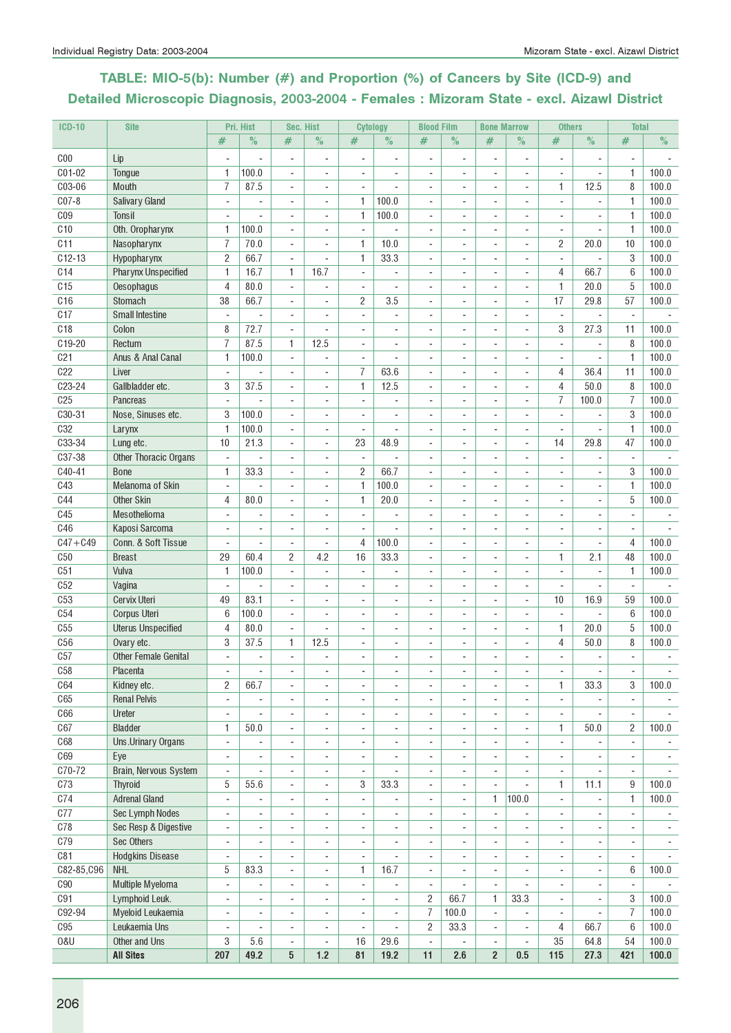# TABLE: MIO-5(b): Number (#) and Proportion (%) of Cancers by Site (ICD-9) and Detailed Microscopic Diagnosis, 2003-2004 - Females : Mizoram State - excl. Aizawl District

| ICD-10 | Site | Pri. Hist | | Sec. Hist | | Cytology | | Blood Film | | Bone Marrow | | Others | | Total | |
|---|---|---|---|---|---|---|---|---|---|---|---|---|---|---|---|
| | | # | % | # | % | # | % | # | % | # | % | # | % | # | % |
| C00 | Lip | - | - | - | - | - | - | - | - | - | - | - | - | - | - |
| C01-02 | Tongue | 1 | 100.0 | - | - | - | - | - | - | - | - | - | - | 1 | 100.0 |
| C03-06 | Mouth | 7 | 87.5 | - | - | - | - | - | - | - | - | 1 | 12.5 | 8 | 100.0 |
| C07-8 | Salivary Gland | - | - | - | - | 1 | 100.0 | - | - | - | - | - | - | 1 | 100.0 |
| C09 | Tonsil | - | - | - | - | 1 | 100.0 | - | - | - | - | - | - | 1 | 100.0 |
| C10 | Oth. Oropharynx | 1 | 100.0 | - | - | - | - | - | - | - | - | - | - | 1 | 100.0 |
| C11 | Nasopharynx | 7 | 70.0 | - | - | 1 | 10.0 | - | - | - | - | 2 | 20.0 | 10 | 100.0 |
| C12-13 | Hypopharynx | 2 | 66.7 | - | - | 1 | 33.3 | - | - | - | - | - | - | 3 | 100.0 |
| C14 | Pharynx Unspecified | 1 | 16.7 | 1 | 16.7 | - | - | - | - | - | - | 4 | 66.7 | 6 | 100.0 |
| C15 | Oesophagus | 4 | 80.0 | - | - | - | - | - | - | - | - | 1 | 20.0 | 5 | 100.0 |
| C16 | Stomach | 38 | 66.7 | - | - | 2 | 3.5 | - | - | - | - | 17 | 29.8 | 57 | 100.0 |
| C17 | Small Intestine | - | - | - | - | - | - | - | - | - | - | - | - | - | - |
| C18 | Colon | 8 | 72.7 | - | - | - | - | - | - | - | - | 3 | 27.3 | 11 | 100.0 |
| C19-20 | Rectum | 7 | 87.5 | 1 | 12.5 | - | - | - | - | - | - | - | - | 8 | 100.0 |
| C21 | Anus & Anal Canal | 1 | 100.0 | - | - | - | - | - | - | - | - | - | - | 1 | 100.0 |
| C22 | Liver | - | - | - | - | 7 | 63.6 | - | - | - | - | 4 | 36.4 | 11 | 100.0 |
| C23-24 | Gallbladder etc. | 3 | 37.5 | - | - | 1 | 12.5 | - | - | - | - | 4 | 50.0 | 8 | 100.0 |
| C25 | Pancreas | - | - | - | - | - | - | - | - | - | - | 7 | 100.0 | 7 | 100.0 |
| C30-31 | Nose, Sinuses etc. | 3 | 100.0 | - | - | - | - | - | - | - | - | - | - | 3 | 100.0 |
| C32 | Larynx | 1 | 100.0 | - | - | - | - | - | - | - | - | - | - | 1 | 100.0 |
| C33-34 | Lung etc. | 10 | 21.3 | - | - | 23 | 48.9 | - | - | - | - | 14 | 29.8 | 47 | 100.0 |
| C37-38 | Other Thoracic Organs | - | - | - | - | - | - | - | - | - | - | - | - | - | - |
| C40-41 | Bone | 1 | 33.3 | - | - | 2 | 66.7 | - | - | - | - | - | - | 3 | 100.0 |
| C43 | Melanoma of Skin | - | - | - | - | 1 | 100.0 | - | - | - | - | - | - | 1 | 100.0 |
| C44 | Other Skin | 4 | 80.0 | - | - | 1 | 20.0 | - | - | - | - | - | - | 5 | 100.0 |
| C45 | Mesothelioma | - | - | - | - | - | - | - | - | - | - | - | - | - | - |
| C46 | Kaposi Sarcoma | - | - | - | - | - | - | - | - | - | - | - | - | - | - |
| C47+C49 | Conn. & Soft Tissue | - | - | - | - | 4 | 100.0 | - | - | - | - | - | - | 4 | 100.0 |
| C50 | Breast | 29 | 60.4 | 2 | 4.2 | 16 | 33.3 | - | - | - | - | 1 | 2.1 | 48 | 100.0 |
| C51 | Vulva | 1 | 100.0 | - | - | - | - | - | - | - | - | - | - | 1 | 100.0 |
| C52 | Vagina | - | - | - | - | - | - | - | - | - | - | - | - | - | - |
| C53 | Cervix Uteri | 49 | 83.1 | - | - | - | - | - | - | - | - | 10 | 16.9 | 59 | 100.0 |
| C54 | Corpus Uteri | 6 | 100.0 | - | - | - | - | - | - | - | - | - | - | 6 | 100.0 |
| C55 | Uterus Unspecified | 4 | 80.0 | - | - | - | - | - | - | - | - | 1 | 20.0 | 5 | 100.0 |
| C56 | Ovary etc. | 3 | 37.5 | 1 | 12.5 | - | - | - | - | - | - | 4 | 50.0 | 8 | 100.0 |
| C57 | Other Female Genital | - | - | - | - | - | - | - | - | - | - | - | - | - | - |
| C58 | Placenta | - | - | - | - | - | - | - | - | - | - | - | - | - | - |
| C64 | Kidney etc. | 2 | 66.7 | - | - | - | - | - | - | - | - | 1 | 33.3 | 3 | 100.0 |
| C65 | Renal Pelvis | - | - | - | - | - | - | - | - | - | - | - | - | - | - |
| C66 | Ureter | - | - | - | - | - | - | - | - | - | - | - | - | - | - |
| C67 | Bladder | 1 | 50.0 | - | - | - | - | - | - | - | - | 1 | 50.0 | 2 | 100.0 |
| C68 | Uns.Urinary Organs | - | - | - | - | - | - | - | - | - | - | - | - | - | - |
| C69 | Eye | - | - | - | - | - | - | - | - | - | - | - | - | - | - |
| C70-72 | Brain, Nervous System | - | - | - | - | - | - | - | - | - | - | - | - | - | - |
| C73 | Thyroid | 5 | 55.6 | - | - | 3 | 33.3 | - | - | - | - | 1 | 11.1 | 9 | 100.0 |
| C74 | Adrenal Gland | - | - | - | - | - | - | - | - | 1 | 100.0 | - | - | 1 | 100.0 |
| C77 | Sec Lymph Nodes | - | - | - | - | - | - | - | - | - | - | - | - | - | - |
| C78 | Sec Resp & Digestive | - | - | - | - | - | - | - | - | - | - | - | - | - | - |
| C79 | Sec Others | - | - | - | - | - | - | - | - | - | - | - | - | - | - |
| C81 | Hodgkins Disease | - | - | - | - | - | - | - | - | - | - | - | - | - | - |
| C82-85,C96 | NHL | 5 | 83.3 | - | - | 1 | 16.7 | - | - | - | - | - | - | 6 | 100.0 |
| C90 | Multiple Myeloma | - | - | - | - | - | - | - | - | - | - | - | - | - | - |
| C91 | Lymphoid Leuk. | - | - | - | - | - | - | 2 | 66.7 | 1 | 33.3 | - | - | 3 | 100.0 |
| C92-94 | Myeloid Leukaemia | - | - | - | - | - | - | 7 | 100.0 | - | - | - | - | 7 | 100.0 |
| C95 | Leukaemia Uns | - | - | - | - | - | - | 2 | 33.3 | - | - | 4 | 66.7 | 6 | 100.0 |
| O&U | Other and Uns | 3 | 5.6 | - | - | 16 | 29.6 | - | - | - | - | 35 | 64.8 | 54 | 100.0 |
| | **All Sites** | **207** | **49.2** | **5** | **1.2** | **81** | **19.2** | **11** | **2.6** | **2** | **0.5** | **115** | **27.3** | **421** | **100.0** |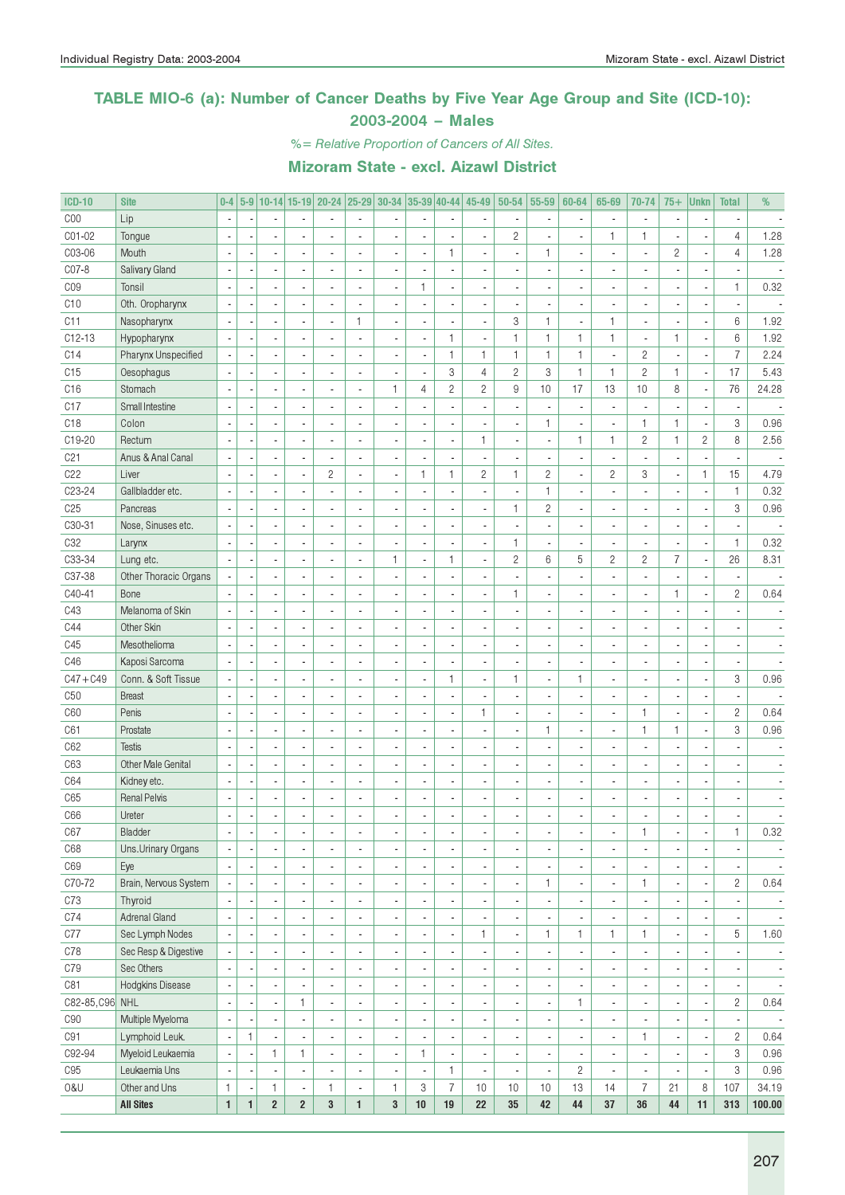# TABLE MIO-6 (a): Number of Cancer Deaths by Five Year Age Group and Site (ICD-10): 2003-2004 – Males

*%= Relative Proportion of Cancers of All Sites.*

## Mizoram State - excl. Aizawl District

| ICD-10 | Site | 0-4 | 5-9 | 10-14 | 15-19 | 20-24 | 25-29 | 30-34 | 35-39 | 40-44 | 45-49 | 50-54 | 55-59 | 60-64 | 65-69 | 70-74 | 75+ | Unkn | Total | % |
|---|---|---|---|---|---|---|---|---|---|---|---|---|---|---|---|---|---|---|---|---|
| C00 | Lip | - | - | - | - | - | - | - | - | - | - | - | - | - | - | - | - | - | - | - |
| C01-02 | Tongue | - | - | - | - | - | - | - | - | - | - | 2 | - | - | 1 | 1 | - | - | 4 | 1.28 |
| C03-06 | Mouth | - | - | - | - | - | - | - | - | 1 | - | - | 1 | - | - | - | 2 | - | 4 | 1.28 |
| C07-8 | Salivary Gland | - | - | - | - | - | - | - | - | - | - | - | - | - | - | - | - | - | - | - |
| C09 | Tonsil | - | - | - | - | - | - | - | 1 | - | - | - | - | - | - | - | - | - | 1 | 0.32 |
| C10 | Oth. Oropharynx | - | - | - | - | - | - | - | - | - | - | - | - | - | - | - | - | - | - | - |
| C11 | Nasopharynx | - | - | - | - | - | 1 | - | - | - | - | 3 | 1 | - | 1 | - | - | - | 6 | 1.92 |
| C12-13 | Hypopharynx | - | - | - | - | - | - | - | - | 1 | - | 1 | 1 | 1 | 1 | - | 1 | - | 6 | 1.92 |
| C14 | Pharynx Unspecified | - | - | - | - | - | - | - | - | 1 | 1 | 1 | 1 | 1 | - | 2 | - | - | 7 | 2.24 |
| C15 | Oesophagus | - | - | - | - | - | - | - | - | 3 | 4 | 2 | 3 | 1 | 1 | 2 | 1 | - | 17 | 5.43 |
| C16 | Stomach | - | - | - | - | - | - | 1 | 4 | 2 | 2 | 9 | 10 | 17 | 13 | 10 | 8 | - | 76 | 24.28 |
| C17 | Small Intestine | - | - | - | - | - | - | - | - | - | - | - | - | - | - | - | - | - | - | - |
| C18 | Colon | - | - | - | - | - | - | - | - | - | - | - | 1 | - | - | 1 | 1 | - | 3 | 0.96 |
| C19-20 | Rectum | - | - | - | - | - | - | - | - | - | 1 | - | - | 1 | 1 | 2 | 1 | 2 | 8 | 2.56 |
| C21 | Anus & Anal Canal | - | - | - | - | - | - | - | - | - | - | - | - | - | - | - | - | - | - | - |
| C22 | Liver | - | - | - | - | 2 | - | - | 1 | 1 | 2 | 1 | 2 | - | 2 | 3 | - | 1 | 15 | 4.79 |
| C23-24 | Gallbladder etc. | - | - | - | - | - | - | - | - | - | - | - | 1 | - | - | - | - | - | 1 | 0.32 |
| C25 | Pancreas | - | - | - | - | - | - | - | - | - | - | 1 | 2 | - | - | - | - | - | 3 | 0.96 |
| C30-31 | Nose, Sinuses etc. | - | - | - | - | - | - | - | - | - | - | - | - | - | - | - | - | - | - | - |
| C32 | Larynx | - | - | - | - | - | - | - | - | - | - | 1 | - | - | - | - | - | - | 1 | 0.32 |
| C33-34 | Lung etc. | - | - | - | - | - | - | 1 | - | 1 | - | 2 | 6 | 5 | 2 | 2 | 7 | - | 26 | 8.31 |
| C37-38 | Other Thoracic Organs | - | - | - | - | - | - | - | - | - | - | - | - | - | - | - | - | - | - | - |
| C40-41 | Bone | - | - | - | - | - | - | - | - | - | - | 1 | - | - | - | - | 1 | - | 2 | 0.64 |
| C43 | Melanoma of Skin | - | - | - | - | - | - | - | - | - | - | - | - | - | - | - | - | - | - | - |
| C44 | Other Skin | - | - | - | - | - | - | - | - | - | - | - | - | - | - | - | - | - | - | - |
| C45 | Mesothelioma | - | - | - | - | - | - | - | - | - | - | - | - | - | - | - | - | - | - | - |
| C46 | Kaposi Sarcoma | - | - | - | - | - | - | - | - | - | - | - | - | - | - | - | - | - | - | - |
| C47+C49 | Conn. & Soft Tissue | - | - | - | - | - | - | - | - | 1 | - | 1 | - | 1 | - | - | - | - | 3 | 0.96 |
| C50 | Breast | - | - | - | - | - | - | - | - | - | - | - | - | - | - | - | - | - | - | - |
| C60 | Penis | - | - | - | - | - | - | - | - | - | 1 | - | - | - | - | 1 | - | - | 2 | 0.64 |
| C61 | Prostate | - | - | - | - | - | - | - | - | - | - | - | 1 | - | - | 1 | 1 | - | 3 | 0.96 |
| C62 | Testis | - | - | - | - | - | - | - | - | - | - | - | - | - | - | - | - | - | - | - |
| C63 | Other Male Genital | - | - | - | - | - | - | - | - | - | - | - | - | - | - | - | - | - | - | - |
| C64 | Kidney etc. | - | - | - | - | - | - | - | - | - | - | - | - | - | - | - | - | - | - | - |
| C65 | Renal Pelvis | - | - | - | - | - | - | - | - | - | - | - | - | - | - | - | - | - | - | - |
| C66 | Ureter | - | - | - | - | - | - | - | - | - | - | - | - | - | - | - | - | - | - | - |
| C67 | Bladder | - | - | - | - | - | - | - | - | - | - | - | - | - | - | 1 | - | - | 1 | 0.32 |
| C68 | Uns.Urinary Organs | - | - | - | - | - | - | - | - | - | - | - | - | - | - | - | - | - | - | - |
| C69 | Eye | - | - | - | - | - | - | - | - | - | - | - | - | - | - | - | - | - | - | - |
| C70-72 | Brain, Nervous System | - | - | - | - | - | - | - | - | - | - | - | 1 | - | - | 1 | - | - | 2 | 0.64 |
| C73 | Thyroid | - | - | - | - | - | - | - | - | - | - | - | - | - | - | - | - | - | - | - |
| C74 | Adrenal Gland | - | - | - | - | - | - | - | - | - | - | - | - | - | - | - | - | - | - | - |
| C77 | Sec Lymph Nodes | - | - | - | - | - | - | - | - | - | 1 | - | 1 | 1 | 1 | 1 | - | - | 5 | 1.60 |
| C78 | Sec Resp & Digestive | - | - | - | - | - | - | - | - | - | - | - | - | - | - | - | - | - | - | - |
| C79 | Sec Others | - | - | - | - | - | - | - | - | - | - | - | - | - | - | - | - | - | - | - |
| C81 | Hodgkins Disease | - | - | - | - | - | - | - | - | - | - | - | - | - | - | - | - | - | - | - |
| C82-85,C96 | NHL | - | - | - | 1 | - | - | - | - | - | - | - | - | 1 | - | - | - | - | 2 | 0.64 |
| C90 | Multiple Myeloma | - | - | - | - | - | - | - | - | - | - | - | - | - | - | - | - | - | - | - |
| C91 | Lymphoid Leuk. | - | 1 | - | - | - | - | - | - | - | - | - | - | - | - | 1 | - | - | 2 | 0.64 |
| C92-94 | Myeloid Leukaemia | - | - | 1 | 1 | - | - | - | 1 | - | - | - | - | - | - | - | - | - | 3 | 0.96 |
| C95 | Leukaemia Uns | - | - | - | - | - | - | - | - | 1 | - | - | - | 2 | - | - | - | - | 3 | 0.96 |
| O&U | Other and Uns | 1 | - | 1 | - | 1 | - | 1 | 3 | 7 | 10 | 10 | 10 | 13 | 14 | 7 | 21 | 8 | 107 | 34.19 |
| | **All Sites** | **1** | **1** | **2** | **2** | **3** | **1** | **3** | **10** | **19** | **22** | **35** | **42** | **44** | **37** | **36** | **44** | **11** | **313** | **100.00** |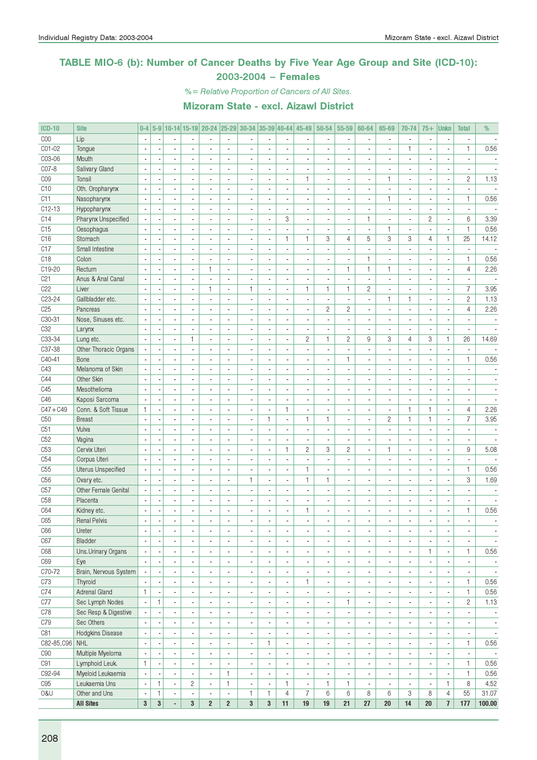## TABLE MIO-6 (b): Number of Cancer Deaths by Five Year Age Group and Site (ICD-10): 2003-2004 – Females

*%= Relative Proportion of Cancers of All Sites.*

### Mizoram State - excl. Aizawl District

| ICD-10 | Site | 0-4 | 5-9 | 10-14 | 15-19 | 20-24 | 25-29 | 30-34 | 35-39 | 40-44 | 45-49 | 50-54 | 55-59 | 60-64 | 65-69 | 70-74 | 75+ | Unkn | Total | % |
|---|---|---|---|---|---|---|---|---|---|---|---|---|---|---|---|---|---|---|---|---|
| C00 | Lip | - | - | - | - | - | - | - | - | - | - | - | - | - | - | - | - | - | - | - |
| C01-02 | Tongue | - | - | - | - | - | - | - | - | - | - | - | - | - | - | 1 | - | - | 1 | 0.56 |
| C03-06 | Mouth | - | - | - | - | - | - | - | - | - | - | - | - | - | - | - | - | - | - | - |
| C07-8 | Salivary Gland | - | - | - | - | - | - | - | - | - | - | - | - | - | - | - | - | - | - | - |
| C09 | Tonsil | - | - | - | - | - | - | - | - | - | 1 | - | - | - | 1 | - | - | - | 2 | 1.13 |
| C10 | Oth. Oropharynx | - | - | - | - | - | - | - | - | - | - | - | - | - | - | - | - | - | - | - |
| C11 | Nasopharynx | - | - | - | - | - | - | - | - | - | - | - | - | - | 1 | - | - | - | 1 | 0.56 |
| C12-13 | Hypopharynx | - | - | - | - | - | - | - | - | - | - | - | - | - | - | - | - | - | - | - |
| C14 | Pharynx Unspecified | - | - | - | - | - | - | - | - | 3 | - | - | - | 1 | - | - | 2 | - | 6 | 3.39 |
| C15 | Oesophagus | - | - | - | - | - | - | - | - | - | - | - | - | - | 1 | - | - | - | 1 | 0.56 |
| C16 | Stomach | - | - | - | - | - | - | - | - | 1 | 1 | 3 | 4 | 5 | 3 | 3 | 4 | 1 | 25 | 14.12 |
| C17 | Small Intestine | - | - | - | - | - | - | - | - | - | - | - | - | - | - | - | - | - | - | - |
| C18 | Colon | - | - | - | - | - | - | - | - | - | - | - | - | 1 | - | - | - | - | 1 | 0.56 |
| C19-20 | Rectum | - | - | - | - | 1 | - | - | - | - | - | - | 1 | 1 | 1 | - | - | - | 4 | 2.26 |
| C21 | Anus & Anal Canal | - | - | - | - | - | - | - | - | - | - | - | - | - | - | - | - | - | - | - |
| C22 | Liver | - | - | - | - | 1 | - | 1 | - | - | 1 | 1 | 1 | 2 | - | - | - | - | 7 | 3.95 |
| C23-24 | Gallbladder etc. | - | - | - | - | - | - | - | - | - | - | - | - | - | 1 | 1 | - | - | 2 | 1.13 |
| C25 | Pancreas | - | - | - | - | - | - | - | - | - | - | 2 | 2 | - | - | - | - | - | 4 | 2.26 |
| C30-31 | Nose, Sinuses etc. | - | - | - | - | - | - | - | - | - | - | - | - | - | - | - | - | - | - | - |
| C32 | Larynx | - | - | - | - | - | - | - | - | - | - | - | - | - | - | - | - | - | - | - |
| C33-34 | Lung etc. | - | - | - | 1 | - | - | - | - | - | 2 | 1 | 2 | 9 | 3 | 4 | 3 | 1 | 26 | 14.69 |
| C37-38 | Other Thoracic Organs | - | - | - | - | - | - | - | - | - | - | - | - | - | - | - | - | - | - | - |
| C40-41 | Bone | - | - | - | - | - | - | - | - | - | - | - | 1 | - | - | - | - | - | 1 | 0.56 |
| C43 | Melanoma of Skin | - | - | - | - | - | - | - | - | - | - | - | - | - | - | - | - | - | - | - |
| C44 | Other Skin | - | - | - | - | - | - | - | - | - | - | - | - | - | - | - | - | - | - | - |
| C45 | Mesothelioma | - | - | - | - | - | - | - | - | - | - | - | - | - | - | - | - | - | - | - |
| C46 | Kaposi Sarcoma | - | - | - | - | - | - | - | - | - | - | - | - | - | - | - | - | - | - | - |
| C47+C49 | Conn. & Soft Tissue | 1 | - | - | - | - | - | - | - | 1 | - | - | - | - | - | 1 | 1 | - | 4 | 2.26 |
| C50 | Breast | - | - | - | - | - | - | - | 1 | - | 1 | 1 | - | - | 2 | 1 | 1 | - | 7 | 3.95 |
| C51 | Vulva | - | - | - | - | - | - | - | - | - | - | - | - | - | - | - | - | - | - | - |
| C52 | Vagina | - | - | - | - | - | - | - | - | - | - | - | - | - | - | - | - | - | - | - |
| C53 | Cervix Uteri | - | - | - | - | - | - | - | - | 1 | 2 | 3 | 2 | - | 1 | - | - | - | 9 | 5.08 |
| C54 | Corpus Uteri | - | - | - | - | - | - | - | - | - | - | - | - | - | - | - | - | - | - | - |
| C55 | Uterus Unspecified | - | - | - | - | - | - | - | - | - | 1 | - | - | - | - | - | - | - | 1 | 0.56 |
| C56 | Ovary etc. | - | - | - | - | - | - | 1 | - | - | 1 | 1 | - | - | - | - | - | - | 3 | 1.69 |
| C57 | Other Female Genital | - | - | - | - | - | - | - | - | - | - | - | - | - | - | - | - | - | - | - |
| C58 | Placenta | - | - | - | - | - | - | - | - | - | - | - | - | - | - | - | - | - | - | - |
| C64 | Kidney etc. | - | - | - | - | - | - | - | - | - | 1 | - | - | - | - | - | - | - | 1 | 0.56 |
| C65 | Renal Pelvis | - | - | - | - | - | - | - | - | - | - | - | - | - | - | - | - | - | - | - |
| C66 | Ureter | - | - | - | - | - | - | - | - | - | - | - | - | - | - | - | - | - | - | - |
| C67 | Bladder | - | - | - | - | - | - | - | - | - | - | - | - | - | - | - | - | - | - | - |
| C68 | Uns.Urinary Organs | - | - | - | - | - | - | - | - | - | - | - | - | - | - | - | 1 | - | 1 | 0.56 |
| C69 | Eye | - | - | - | - | - | - | - | - | - | - | - | - | - | - | - | - | - | - | - |
| C70-72 | Brain, Nervous System | - | - | - | - | - | - | - | - | - | - | - | - | - | - | - | - | - | - | - |
| C73 | Thyroid | - | - | - | - | - | - | - | - | - | 1 | - | - | - | - | - | - | - | 1 | 0.56 |
| C74 | Adrenal Gland | 1 | - | - | - | - | - | - | - | - | - | - | - | - | - | - | - | - | 1 | 0.56 |
| C77 | Sec Lymph Nodes | - | 1 | - | - | - | - | - | - | - | - | - | 1 | - | - | - | - | - | 2 | 1.13 |
| C78 | Sec Resp & Digestive | - | - | - | - | - | - | - | - | - | - | - | - | - | - | - | - | - | - | - |
| C79 | Sec Others | - | - | - | - | - | - | - | - | - | - | - | - | - | - | - | - | - | - | - |
| C81 | Hodgkins Disease | - | - | - | - | - | - | - | - | - | - | - | - | - | - | - | - | - | - | - |
| C82-85,C96 | NHL | - | - | - | - | - | - | - | 1 | - | - | - | - | - | - | - | - | - | 1 | 0.56 |
| C90 | Multiple Myeloma | - | - | - | - | - | - | - | - | - | - | - | - | - | - | - | - | - | - | - |
| C91 | Lymphoid Leuk. | 1 | - | - | - | - | - | - | - | - | - | - | - | - | - | - | - | - | 1 | 0.56 |
| C92-94 | Myeloid Leukaemia | - | - | - | - | - | 1 | - | - | - | - | - | - | - | - | - | - | - | 1 | 0.56 |
| C95 | Leukaemia Uns | - | 1 | - | 2 | - | 1 | - | - | 1 | - | 1 | 1 | - | - | - | - | 1 | 8 | 4.52 |
| O&U | Other and Uns | - | 1 | - | - | - | - | 1 | 1 | 4 | 7 | 6 | 6 | 8 | 6 | 3 | 8 | 4 | 55 | 31.07 |
| | **All Sites** | **3** | **3** | **-** | **3** | **2** | **2** | **3** | **3** | **11** | **19** | **19** | **21** | **27** | **20** | **14** | **20** | **7** | **177** | **100.00** |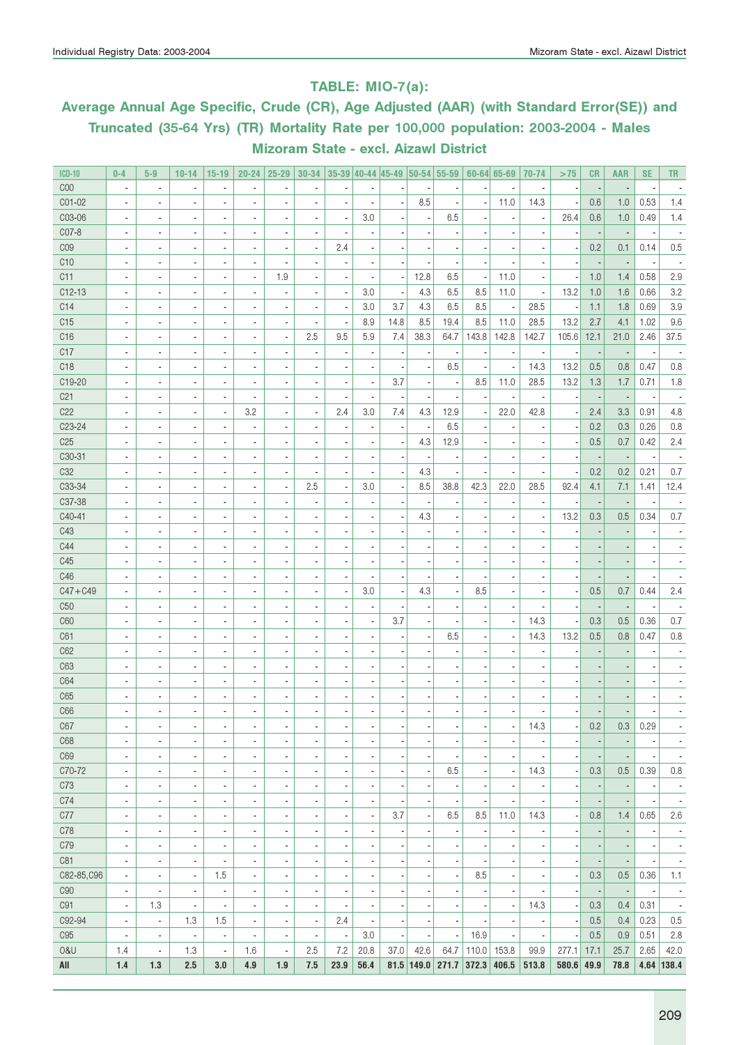## TABLE: MIO-7(a):

## Average Annual Age Specific, Crude (CR), Age Adjusted (AAR) (with Standard Error(SE)) and Truncated (35-64 Yrs) (TR) Mortality Rate per 100,000 population: 2003-2004 - Males Mizoram State - excl. Aizawl District

| ICD-10 | 0-4 | 5-9 | 10-14 | 15-19 | 20-24 | 25-29 | 30-34 | 35-39 | 40-44 | 45-49 | 50-54 | 55-59 | 60-64 | 65-69 | 70-74 | >75 | CR | AAR | SE | TR |
|---|---|---|---|---|---|---|---|---|---|---|---|---|---|---|---|---|---|---|---|---|
| C00 | - | - | - | - | - | - | - | - | - | - | - | - | - | - | - | - | - | - | - | - |
| C01-02 | - | - | - | - | - | - | - | - | - | - | 8.5 | - | - | 11.0 | 14.3 | - | 0.6 | 1.0 | 0.53 | 1.4 |
| C03-06 | - | - | - | - | - | - | - | - | 3.0 | - | - | 6.5 | - | - | - | 26.4 | 0.6 | 1.0 | 0.49 | 1.4 |
| C07-8 | - | - | - | - | - | - | - | - | - | - | - | - | - | - | - | - | - | - | - | - |
| C09 | - | - | - | - | - | - | - | 2.4 | - | - | - | - | - | - | - | - | 0.2 | 0.1 | 0.14 | 0.5 |
| C10 | - | - | - | - | - | - | - | - | - | - | - | - | - | - | - | - | - | - | - | - |
| C11 | - | - | - | - | - | 1.9 | - | - | - | - | 12.8 | 6.5 | - | 11.0 | - | - | 1.0 | 1.4 | 0.58 | 2.9 |
| C12-13 | - | - | - | - | - | - | - | - | 3.0 | - | 4.3 | 6.5 | 8.5 | 11.0 | - | 13.2 | 1.0 | 1.6 | 0.66 | 3.2 |
| C14 | - | - | - | - | - | - | - | - | 3.0 | 3.7 | 4.3 | 6.5 | 8.5 | - | 28.5 | - | 1.1 | 1.8 | 0.69 | 3.9 |
| C15 | - | - | - | - | - | - | - | - | 8.9 | 14.8 | 8.5 | 19.4 | 8.5 | 11.0 | 28.5 | 13.2 | 2.7 | 4.1 | 1.02 | 9.6 |
| C16 | - | - | - | - | - | - | 2.5 | 9.5 | 5.9 | 7.4 | 38.3 | 64.7 | 143.8 | 142.8 | 142.7 | 105.6 | 12.1 | 21.0 | 2.46 | 37.5 |
| C17 | - | - | - | - | - | - | - | - | - | - | - | - | - | - | - | - | - | - | - | - |
| C18 | - | - | - | - | - | - | - | - | - | - | - | 6.5 | - | - | 14.3 | 13.2 | 0.5 | 0.8 | 0.47 | 0.8 |
| C19-20 | - | - | - | - | - | - | - | - | - | 3.7 | - | - | 8.5 | 11.0 | 28.5 | 13.2 | 1.3 | 1.7 | 0.71 | 1.8 |
| C21 | - | - | - | - | - | - | - | - | - | - | - | - | - | - | - | - | - | - | - | - |
| C22 | - | - | - | - | 3.2 | - | - | 2.4 | 3.0 | 7.4 | 4.3 | 12.9 | - | 22.0 | 42.8 | - | 2.4 | 3.3 | 0.91 | 4.8 |
| C23-24 | - | - | - | - | - | - | - | - | - | - | - | 6.5 | - | - | - | - | 0.2 | 0.3 | 0.26 | 0.8 |
| C25 | - | - | - | - | - | - | - | - | - | - | 4.3 | 12.9 | - | - | - | - | 0.5 | 0.7 | 0.42 | 2.4 |
| C30-31 | - | - | - | - | - | - | - | - | - | - | - | - | - | - | - | - | - | - | - | - |
| C32 | - | - | - | - | - | - | - | - | - | - | 4.3 | - | - | - | - | - | 0.2 | 0.2 | 0.21 | 0.7 |
| C33-34 | - | - | - | - | - | - | 2.5 | - | 3.0 | - | 8.5 | 38.8 | 42.3 | 22.0 | 28.5 | 92.4 | 4.1 | 7.1 | 1.41 | 12.4 |
| C37-38 | - | - | - | - | - | - | - | - | - | - | - | - | - | - | - | - | - | - | - | - |
| C40-41 | - | - | - | - | - | - | - | - | - | - | 4.3 | - | - | - | - | 13.2 | 0.3 | 0.5 | 0.34 | 0.7 |
| C43 | - | - | - | - | - | - | - | - | - | - | - | - | - | - | - | - | - | - | - | - |
| C44 | - | - | - | - | - | - | - | - | - | - | - | - | - | - | - | - | - | - | - | - |
| C45 | - | - | - | - | - | - | - | - | - | - | - | - | - | - | - | - | - | - | - | - |
| C46 | - | - | - | - | - | - | - | - | - | - | - | - | - | - | - | - | - | - | - | - |
| C47+C49 | - | - | - | - | - | - | - | - | 3.0 | - | 4.3 | - | 8.5 | - | - | - | 0.5 | 0.7 | 0.44 | 2.4 |
| C50 | - | - | - | - | - | - | - | - | - | - | - | - | - | - | - | - | - | - | - | - |
| C60 | - | - | - | - | - | - | - | - | - | 3.7 | - | - | - | - | 14.3 | - | 0.3 | 0.5 | 0.36 | 0.7 |
| C61 | - | - | - | - | - | - | - | - | - | - | - | 6.5 | - | - | 14.3 | 13.2 | 0.5 | 0.8 | 0.47 | 0.8 |
| C62 | - | - | - | - | - | - | - | - | - | - | - | - | - | - | - | - | - | - | - | - |
| C63 | - | - | - | - | - | - | - | - | - | - | - | - | - | - | - | - | - | - | - | - |
| C64 | - | - | - | - | - | - | - | - | - | - | - | - | - | - | - | - | - | - | - | - |
| C65 | - | - | - | - | - | - | - | - | - | - | - | - | - | - | - | - | - | - | - | - |
| C66 | - | - | - | - | - | - | - | - | - | - | - | - | - | - | - | - | - | - | - | - |
| C67 | - | - | - | - | - | - | - | - | - | - | - | - | - | - | 14.3 | - | 0.2 | 0.3 | 0.29 | - |
| C68 | - | - | - | - | - | - | - | - | - | - | - | - | - | - | - | - | - | - | - | - |
| C69 | - | - | - | - | - | - | - | - | - | - | - | - | - | - | - | - | - | - | - | - |
| C70-72 | - | - | - | - | - | - | - | - | - | - | - | 6.5 | - | - | 14.3 | - | 0.3 | 0.5 | 0.39 | 0.8 |
| C73 | - | - | - | - | - | - | - | - | - | - | - | - | - | - | - | - | - | - | - | - |
| C74 | - | - | - | - | - | - | - | - | - | - | - | - | - | - | - | - | - | - | - | - |
| C77 | - | - | - | - | - | - | - | - | - | 3.7 | - | 6.5 | 8.5 | 11.0 | 14.3 | - | 0.8 | 1.4 | 0.65 | 2.6 |
| C78 | - | - | - | - | - | - | - | - | - | - | - | - | - | - | - | - | - | - | - | - |
| C79 | - | - | - | - | - | - | - | - | - | - | - | - | - | - | - | - | - | - | - | - |
| C81 | - | - | - | - | - | - | - | - | - | - | - | - | - | - | - | - | - | - | - | - |
| C82-85,C96 | - | - | - | 1.5 | - | - | - | - | - | - | - | - | 8.5 | - | - | - | 0.3 | 0.5 | 0.36 | 1.1 |
| C90 | - | - | - | - | - | - | - | - | - | - | - | - | - | - | - | - | - | - | - | - |
| C91 | - | 1.3 | - | - | - | - | - | - | - | - | - | - | - | - | 14.3 | - | 0.3 | 0.4 | 0.31 | - |
| C92-94 | - | - | 1.3 | 1.5 | - | - | - | 2.4 | - | - | - | - | - | - | - | - | 0.5 | 0.4 | 0.23 | 0.5 |
| C95 | - | - | - | - | - | - | - | - | 3.0 | - | - | - | 16.9 | - | - | - | 0.5 | 0.9 | 0.51 | 2.8 |
| O&U | 1.4 | - | 1.3 | - | 1.6 | - | 2.5 | 7.2 | 20.8 | 37.0 | 42.6 | 64.7 | 110.0 | 153.8 | 99.9 | 277.1 | 17.1 | 25.7 | 2.65 | 42.0 |
| **All** | **1.4** | **1.3** | **2.5** | **3.0** | **4.9** | **1.9** | **7.5** | **23.9** | **56.4** | **81.5** | **149.0** | **271.7** | **372.3** | **406.5** | **513.8** | **580.6** | **49.9** | **78.8** | **4.64** | **138.4** |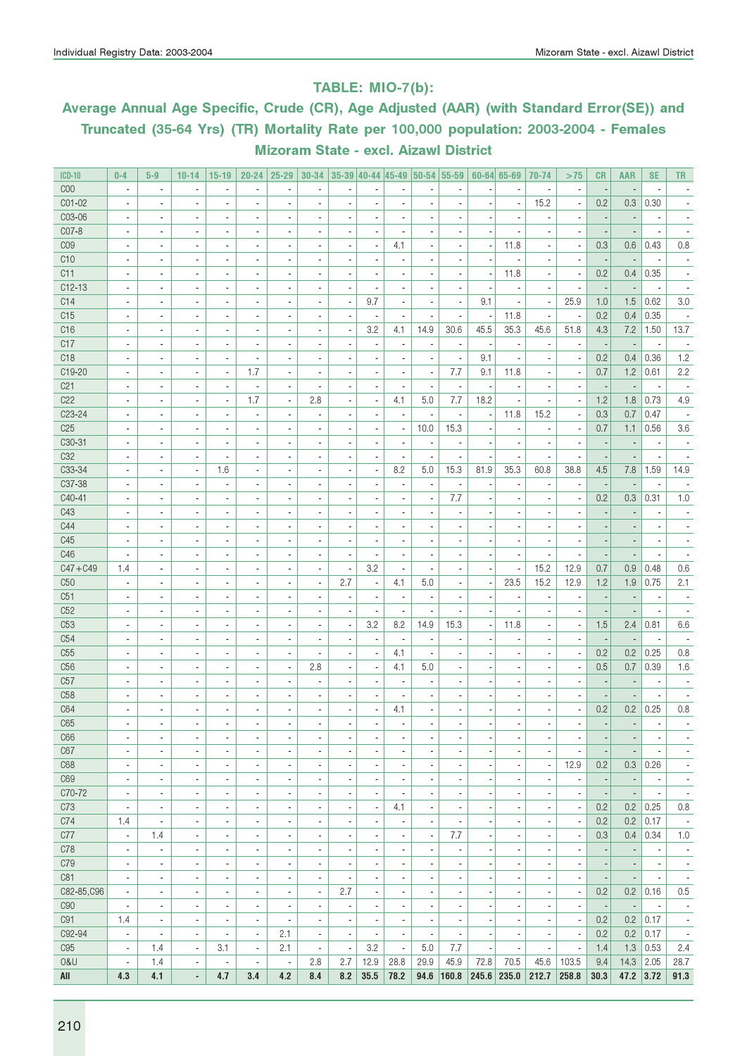## TABLE: MIO-7(b):

## Average Annual Age Specific, Crude (CR), Age Adjusted (AAR) (with Standard Error(SE)) and Truncated (35-64 Yrs) (TR) Mortality Rate per 100,000 population: 2003-2004 - Females

## Mizoram State - excl. Aizawl District

| ICD-10 | 0-4 | 5-9 | 10-14 | 15-19 | 20-24 | 25-29 | 30-34 | 35-39 | 40-44 | 45-49 | 50-54 | 55-59 | 60-64 | 65-69 | 70-74 | >75 | CR | AAR | SE | TR |
|---|---|---|---|---|---|---|---|---|---|---|---|---|---|---|---|---|---|---|---|---|
| C00 | - | - | - | - | - | - | - | - | - | - | - | - | - | - | - | - | - | - | - | - |
| C01-02 | - | - | - | - | - | - | - | - | - | - | - | - | - | - | 15.2 | - | 0.2 | 0.3 | 0.30 | - |
| C03-06 | - | - | - | - | - | - | - | - | - | - | - | - | - | - | - | - | - | - | - | - |
| C07-8 | - | - | - | - | - | - | - | - | - | - | - | - | - | - | - | - | - | - | - | - |
| C09 | - | - | - | - | - | - | - | - | - | 4.1 | - | - | - | 11.8 | - | - | 0.3 | 0.6 | 0.43 | 0.8 |
| C10 | - | - | - | - | - | - | - | - | - | - | - | - | - | - | - | - | - | - | - | - |
| C11 | - | - | - | - | - | - | - | - | - | - | - | - | - | 11.8 | - | - | 0.2 | 0.4 | 0.35 | - |
| C12-13 | - | - | - | - | - | - | - | - | - | - | - | - | - | - | - | - | - | - | - | - |
| C14 | - | - | - | - | - | - | - | - | 9.7 | - | - | - | 9.1 | - | - | 25.9 | 1.0 | 1.5 | 0.62 | 3.0 |
| C15 | - | - | - | - | - | - | - | - | - | - | - | - | - | 11.8 | - | - | 0.2 | 0.4 | 0.35 | - |
| C16 | - | - | - | - | - | - | - | - | 3.2 | 4.1 | 14.9 | 30.6 | 45.5 | 35.3 | 45.6 | 51.8 | 4.3 | 7.2 | 1.50 | 13.7 |
| C17 | - | - | - | - | - | - | - | - | - | - | - | - | - | - | - | - | - | - | - | - |
| C18 | - | - | - | - | - | - | - | - | - | - | - | - | 9.1 | - | - | - | 0.2 | 0.4 | 0.36 | 1.2 |
| C19-20 | - | - | - | - | 1.7 | - | - | - | - | - | - | 7.7 | 9.1 | 11.8 | - | - | 0.7 | 1.2 | 0.61 | 2.2 |
| C21 | - | - | - | - | - | - | - | - | - | - | - | - | - | - | - | - | - | - | - | - |
| C22 | - | - | - | - | 1.7 | - | 2.8 | - | - | 4.1 | 5.0 | 7.7 | 18.2 | - | - | - | 1.2 | 1.8 | 0.73 | 4.9 |
| C23-24 | - | - | - | - | - | - | - | - | - | - | - | - | - | 11.8 | 15.2 | - | 0.3 | 0.7 | 0.47 | - |
| C25 | - | - | - | - | - | - | - | - | - | - | 10.0 | 15.3 | - | - | - | - | 0.7 | 1.1 | 0.56 | 3.6 |
| C30-31 | - | - | - | - | - | - | - | - | - | - | - | - | - | - | - | - | - | - | - | - |
| C32 | - | - | - | - | - | - | - | - | - | - | - | - | - | - | - | - | - | - | - | - |
| C33-34 | - | - | - | 1.6 | - | - | - | - | - | 8.2 | 5.0 | 15.3 | 81.9 | 35.3 | 60.8 | 38.8 | 4.5 | 7.8 | 1.59 | 14.9 |
| C37-38 | - | - | - | - | - | - | - | - | - | - | - | - | - | - | - | - | - | - | - | - |
| C40-41 | - | - | - | - | - | - | - | - | - | - | - | 7.7 | - | - | - | - | 0.2 | 0.3 | 0.31 | 1.0 |
| C43 | - | - | - | - | - | - | - | - | - | - | - | - | - | - | - | - | - | - | - | - |
| C44 | - | - | - | - | - | - | - | - | - | - | - | - | - | - | - | - | - | - | - | - |
| C45 | - | - | - | - | - | - | - | - | - | - | - | - | - | - | - | - | - | - | - | - |
| C46 | - | - | - | - | - | - | - | - | - | - | - | - | - | - | - | - | - | - | - | - |
| C47+C49 | 1.4 | - | - | - | - | - | - | - | 3.2 | - | - | - | - | - | 15.2 | 12.9 | 0.7 | 0.9 | 0.48 | 0.6 |
| C50 | - | - | - | - | - | - | - | 2.7 | - | 4.1 | 5.0 | - | - | 23.5 | 15.2 | 12.9 | 1.2 | 1.9 | 0.75 | 2.1 |
| C51 | - | - | - | - | - | - | - | - | - | - | - | - | - | - | - | - | - | - | - | - |
| C52 | - | - | - | - | - | - | - | - | - | - | - | - | - | - | - | - | - | - | - | - |
| C53 | - | - | - | - | - | - | - | - | 3.2 | 8.2 | 14.9 | 15.3 | - | 11.8 | - | - | 1.5 | 2.4 | 0.81 | 6.6 |
| C54 | - | - | - | - | - | - | - | - | - | - | - | - | - | - | - | - | - | - | - | - |
| C55 | - | - | - | - | - | - | - | - | - | 4.1 | - | - | - | - | - | - | 0.2 | 0.2 | 0.25 | 0.8 |
| C56 | - | - | - | - | - | - | 2.8 | - | - | 4.1 | 5.0 | - | - | - | - | - | 0.5 | 0.7 | 0.39 | 1.6 |
| C57 | - | - | - | - | - | - | - | - | - | - | - | - | - | - | - | - | - | - | - | - |
| C58 | - | - | - | - | - | - | - | - | - | - | - | - | - | - | - | - | - | - | - | - |
| C64 | - | - | - | - | - | - | - | - | - | 4.1 | - | - | - | - | - | - | 0.2 | 0.2 | 0.25 | 0.8 |
| C65 | - | - | - | - | - | - | - | - | - | - | - | - | - | - | - | - | - | - | - | - |
| C66 | - | - | - | - | - | - | - | - | - | - | - | - | - | - | - | - | - | - | - | - |
| C67 | - | - | - | - | - | - | - | - | - | - | - | - | - | - | - | - | - | - | - | - |
| C68 | - | - | - | - | - | - | - | - | - | - | - | - | - | - | - | 12.9 | 0.2 | 0.3 | 0.26 | - |
| C69 | - | - | - | - | - | - | - | - | - | - | - | - | - | - | - | - | - | - | - | - |
| C70-72 | - | - | - | - | - | - | - | - | - | - | - | - | - | - | - | - | - | - | - | - |
| C73 | - | - | - | - | - | - | - | - | - | 4.1 | - | - | - | - | - | - | 0.2 | 0.2 | 0.25 | 0.8 |
| C74 | 1.4 | - | - | - | - | - | - | - | - | - | - | - | - | - | - | - | 0.2 | 0.2 | 0.17 | - |
| C77 | - | 1.4 | - | - | - | - | - | - | - | - | - | 7.7 | - | - | - | - | 0.3 | 0.4 | 0.34 | 1.0 |
| C78 | - | - | - | - | - | - | - | - | - | - | - | - | - | - | - | - | - | - | - | - |
| C79 | - | - | - | - | - | - | - | - | - | - | - | - | - | - | - | - | - | - | - | - |
| C81 | - | - | - | - | - | - | - | - | - | - | - | - | - | - | - | - | - | - | - | - |
| C82-85,C96 | - | - | - | - | - | - | - | 2.7 | - | - | - | - | - | - | - | - | 0.2 | 0.2 | 0.16 | 0.5 |
| C90 | - | - | - | - | - | - | - | - | - | - | - | - | - | - | - | - | - | - | - | - |
| C91 | 1.4 | - | - | - | - | - | - | - | - | - | - | - | - | - | - | - | 0.2 | 0.2 | 0.17 | - |
| C92-94 | - | - | - | - | - | 2.1 | - | - | - | - | - | - | - | - | - | - | 0.2 | 0.2 | 0.17 | - |
| C95 | - | 1.4 | - | 3.1 | - | 2.1 | - | - | 3.2 | - | 5.0 | 7.7 | - | - | - | - | 1.4 | 1.3 | 0.53 | 2.4 |
| O&U | - | 1.4 | - | - | - | - | 2.8 | 2.7 | 12.9 | 28.8 | 29.9 | 45.9 | 72.8 | 70.5 | 45.6 | 103.5 | 9.4 | 14.3 | 2.05 | 28.7 |
| **All** | **4.3** | **4.1** | **-** | **4.7** | **3.4** | **4.2** | **8.4** | **8.2** | **35.5** | **78.2** | **94.6** | **160.8** | **245.6** | **235.0** | **212.7** | **258.8** | **30.3** | **47.2** | **3.72** | **91.3** |